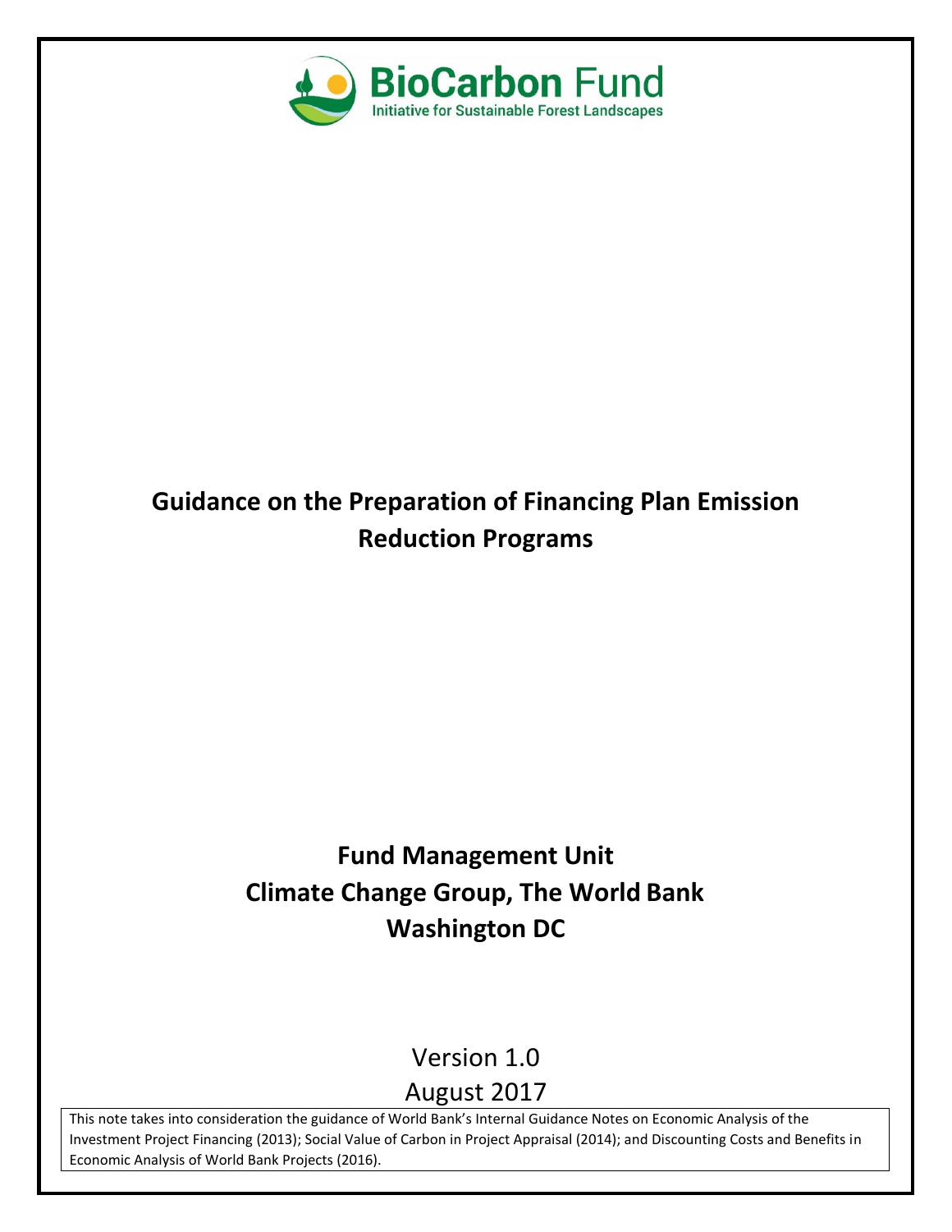BioCarbon Fund

Initiative for Sustainable Forest Landscapes

# Guidance on the Preparation of Financing Plan Emission Reduction Programs

**Fund Management Unit**

**Climate Change Group, The World Bank**

**Washington DC**

Version 1.0

August 2017

This note takes into consideration the guidance of World Bank's Internal Guidance Notes on Economic Analysis of the Investment Project Financing (2013); Social Value of Carbon in Project Appraisal (2014); and Discounting Costs and Benefits in Economic Analysis of World Bank Projects (2016).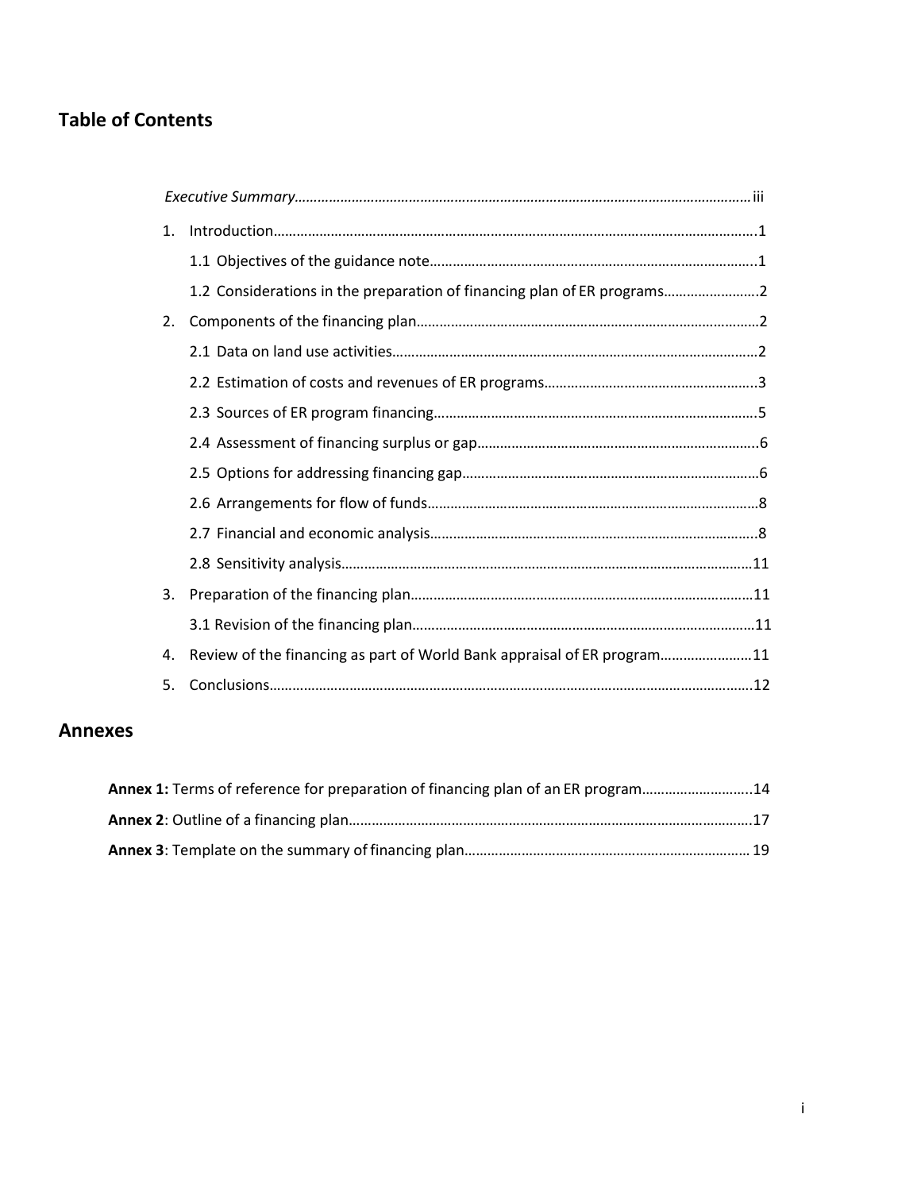## Table of Contents

*Executive Summary*……………………………………………………………………………………………………iii

1. Introduction……………………………………………………………………………………………….1
    - 1.1 Objectives of the guidance note…………………………………………………………………..1
    - 1.2 Considerations in the preparation of financing plan of ER programs…………………….2
2. Components of the financing plan………………………………………………………………………2
    - 2.1 Data on land use activities……………………………………………………………………………2
    - 2.2 Estimation of costs and revenues of ER programs…………………………………………..3
    - 2.3 Sources of ER program financing…………………………………………………………………5
    - 2.4 Assessment of financing surplus or gap………………………………………………………..6
    - 2.5 Options for addressing financing gap……………………………………………………………6
    - 2.6 Arrangements for flow of funds……………………………………………………………………8
    - 2.7 Financial and economic analysis…………………………………………………………………..8
    - 2.8 Sensitivity analysis……………………………………………………………………………………11
3. Preparation of the financing plan………………………………………………………………………11
    - 3.1 Revision of the financing plan……………………………………………………………………11
4. Review of the financing as part of World Bank appraisal of ER program……………………11
5. Conclusions…………………………………………………………………………………………………12

## Annexes

**Annex 1:** Terms of reference for preparation of financing plan of an ER program………………………..14

**Annex 2**: Outline of a financing plan…………………………………………………………………………..17

**Annex 3**: Template on the summary of financing plan………………………………………………………19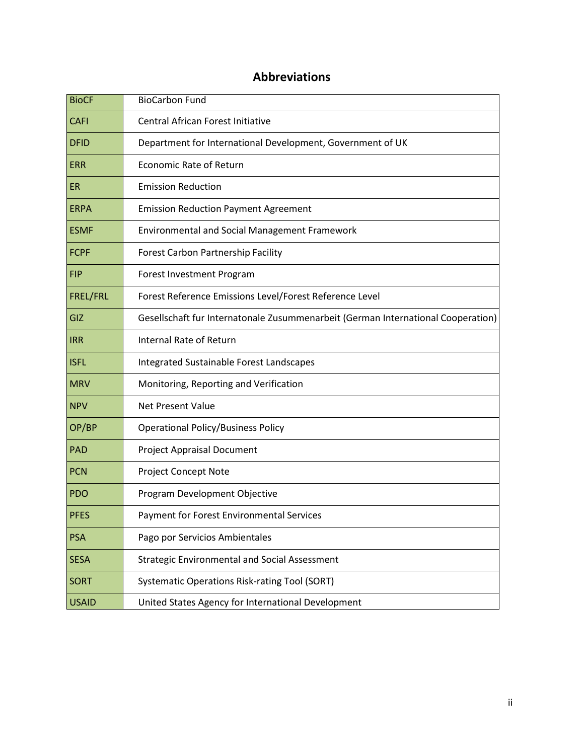## Abbreviations

| | |
|---|---|
| BioCF | BioCarbon Fund |
| CAFI | Central African Forest Initiative |
| DFID | Department for International Development, Government of UK |
| ERR | Economic Rate of Return |
| ER | Emission Reduction |
| ERPA | Emission Reduction Payment Agreement |
| ESMF | Environmental and Social Management Framework |
| FCPF | Forest Carbon Partnership Facility |
| FIP | Forest Investment Program |
| FREL/FRL | Forest Reference Emissions Level/Forest Reference Level |
| GIZ | Gesellschaft fur Internatonale Zusummenarbeit (German International Cooperation) |
| IRR | Internal Rate of Return |
| ISFL | Integrated Sustainable Forest Landscapes |
| MRV | Monitoring, Reporting and Verification |
| NPV | Net Present Value |
| OP/BP | Operational Policy/Business Policy |
| PAD | Project Appraisal Document |
| PCN | Project Concept Note |
| PDO | Program Development Objective |
| PFES | Payment for Forest Environmental Services |
| PSA | Pago por Servicios Ambientales |
| SESA | Strategic Environmental and Social Assessment |
| SORT | Systematic Operations Risk-rating Tool (SORT) |
| USAID | United States Agency for International Development |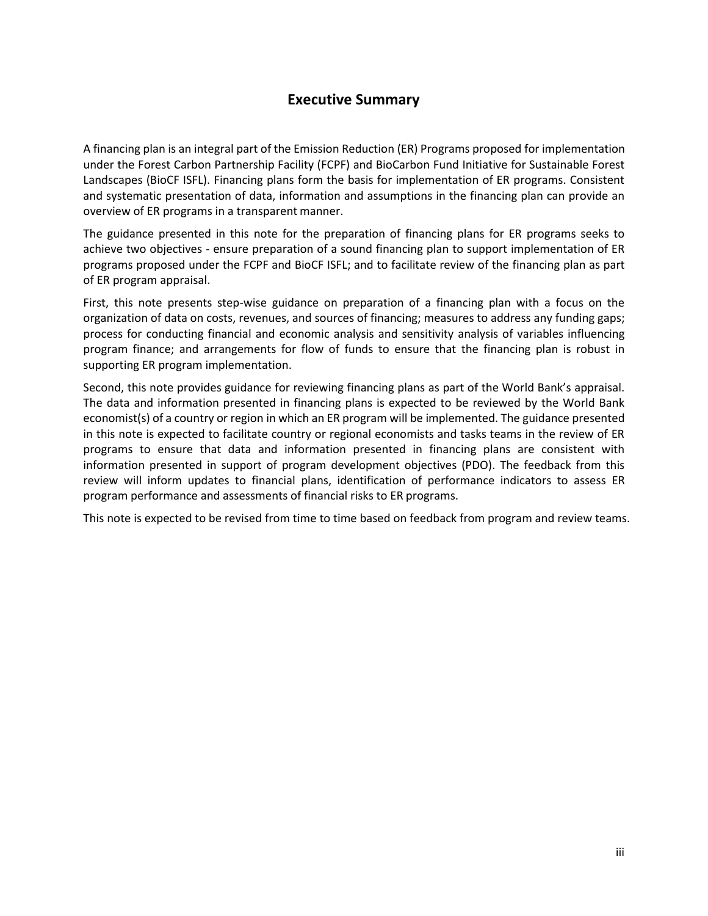# Executive Summary

A financing plan is an integral part of the Emission Reduction (ER) Programs proposed for implementation under the Forest Carbon Partnership Facility (FCPF) and BioCarbon Fund Initiative for Sustainable Forest Landscapes (BioCF ISFL). Financing plans form the basis for implementation of ER programs. Consistent and systematic presentation of data, information and assumptions in the financing plan can provide an overview of ER programs in a transparent manner.

The guidance presented in this note for the preparation of financing plans for ER programs seeks to achieve two objectives - ensure preparation of a sound financing plan to support implementation of ER programs proposed under the FCPF and BioCF ISFL; and to facilitate review of the financing plan as part of ER program appraisal.

First, this note presents step-wise guidance on preparation of a financing plan with a focus on the organization of data on costs, revenues, and sources of financing; measures to address any funding gaps; process for conducting financial and economic analysis and sensitivity analysis of variables influencing program finance; and arrangements for flow of funds to ensure that the financing plan is robust in supporting ER program implementation.

Second, this note provides guidance for reviewing financing plans as part of the World Bank's appraisal. The data and information presented in financing plans is expected to be reviewed by the World Bank economist(s) of a country or region in which an ER program will be implemented. The guidance presented in this note is expected to facilitate country or regional economists and tasks teams in the review of ER programs to ensure that data and information presented in financing plans are consistent with information presented in support of program development objectives (PDO). The feedback from this review will inform updates to financial plans, identification of performance indicators to assess ER program performance and assessments of financial risks to ER programs.

This note is expected to be revised from time to time based on feedback from program and review teams.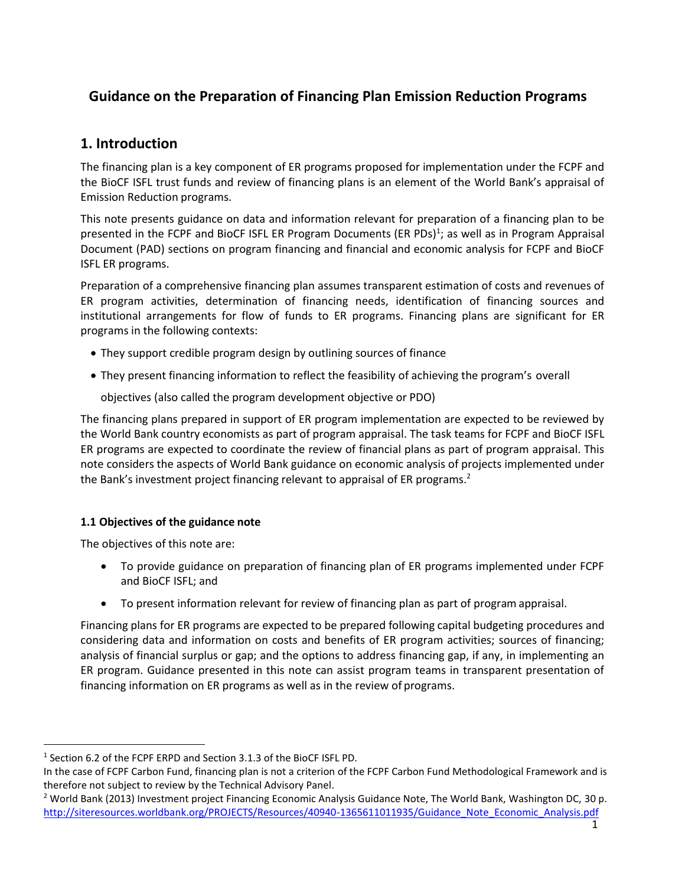# Guidance on the Preparation of Financing Plan Emission Reduction Programs

## 1. Introduction

The financing plan is a key component of ER programs proposed for implementation under the FCPF and the BioCF ISFL trust funds and review of financing plans is an element of the World Bank's appraisal of Emission Reduction programs.

This note presents guidance on data and information relevant for preparation of a financing plan to be presented in the FCPF and BioCF ISFL ER Program Documents (ER PDs)[1]; as well as in Program Appraisal Document (PAD) sections on program financing and financial and economic analysis for FCPF and BioCF ISFL ER programs.

Preparation of a comprehensive financing plan assumes transparent estimation of costs and revenues of ER program activities, determination of financing needs, identification of financing sources and institutional arrangements for flow of funds to ER programs. Financing plans are significant for ER programs in the following contexts:

- They support credible program design by outlining sources of finance
- They present financing information to reflect the feasibility of achieving the program's overall objectives (also called the program development objective or PDO)

The financing plans prepared in support of ER program implementation are expected to be reviewed by the World Bank country economists as part of program appraisal. The task teams for FCPF and BioCF ISFL ER programs are expected to coordinate the review of financial plans as part of program appraisal. This note considers the aspects of World Bank guidance on economic analysis of projects implemented under the Bank's investment project financing relevant to appraisal of ER programs.[2]

### 1.1 Objectives of the guidance note

The objectives of this note are:

- To provide guidance on preparation of financing plan of ER programs implemented under FCPF and BioCF ISFL; and
- To present information relevant for review of financing plan as part of program appraisal.

Financing plans for ER programs are expected to be prepared following capital budgeting procedures and considering data and information on costs and benefits of ER program activities; sources of financing; analysis of financial surplus or gap; and the options to address financing gap, if any, in implementing an ER program. Guidance presented in this note can assist program teams in transparent presentation of financing information on ER programs as well as in the review of programs.

---

[1] Section 6.2 of the FCPF ERPD and Section 3.1.3 of the BioCF ISFL PD.
In the case of FCPF Carbon Fund, financing plan is not a criterion of the FCPF Carbon Fund Methodological Framework and is therefore not subject to review by the Technical Advisory Panel.

[2] World Bank (2013) Investment project Financing Economic Analysis Guidance Note, The World Bank, Washington DC, 30 p. http://siteresources.worldbank.org/PROJECTS/Resources/40940-1365611011935/Guidance_Note_Economic_Analysis.pdf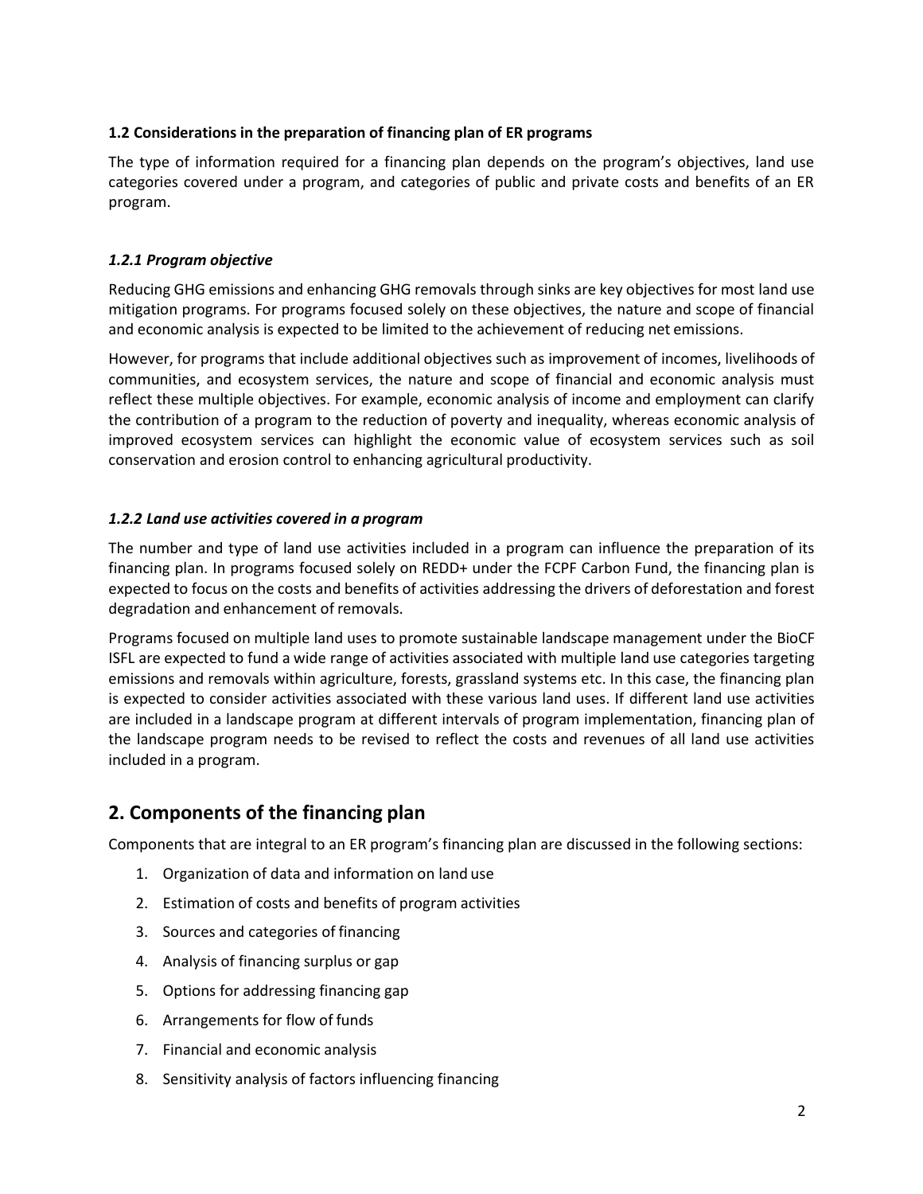### 1.2 Considerations in the preparation of financing plan of ER programs

The type of information required for a financing plan depends on the program's objectives, land use categories covered under a program, and categories of public and private costs and benefits of an ER program.

#### *1.2.1 Program objective*

Reducing GHG emissions and enhancing GHG removals through sinks are key objectives for most land use mitigation programs. For programs focused solely on these objectives, the nature and scope of financial and economic analysis is expected to be limited to the achievement of reducing net emissions.

However, for programs that include additional objectives such as improvement of incomes, livelihoods of communities, and ecosystem services, the nature and scope of financial and economic analysis must reflect these multiple objectives. For example, economic analysis of income and employment can clarify the contribution of a program to the reduction of poverty and inequality, whereas economic analysis of improved ecosystem services can highlight the economic value of ecosystem services such as soil conservation and erosion control to enhancing agricultural productivity.

#### *1.2.2 Land use activities covered in a program*

The number and type of land use activities included in a program can influence the preparation of its financing plan. In programs focused solely on REDD+ under the FCPF Carbon Fund, the financing plan is expected to focus on the costs and benefits of activities addressing the drivers of deforestation and forest degradation and enhancement of removals.

Programs focused on multiple land uses to promote sustainable landscape management under the BioCF ISFL are expected to fund a wide range of activities associated with multiple land use categories targeting emissions and removals within agriculture, forests, grassland systems etc. In this case, the financing plan is expected to consider activities associated with these various land uses. If different land use activities are included in a landscape program at different intervals of program implementation, financing plan of the landscape program needs to be revised to reflect the costs and revenues of all land use activities included in a program.

## 2. Components of the financing plan

Components that are integral to an ER program's financing plan are discussed in the following sections:

1. Organization of data and information on land use
2. Estimation of costs and benefits of program activities
3. Sources and categories of financing
4. Analysis of financing surplus or gap
5. Options for addressing financing gap
6. Arrangements for flow of funds
7. Financial and economic analysis
8. Sensitivity analysis of factors influencing financing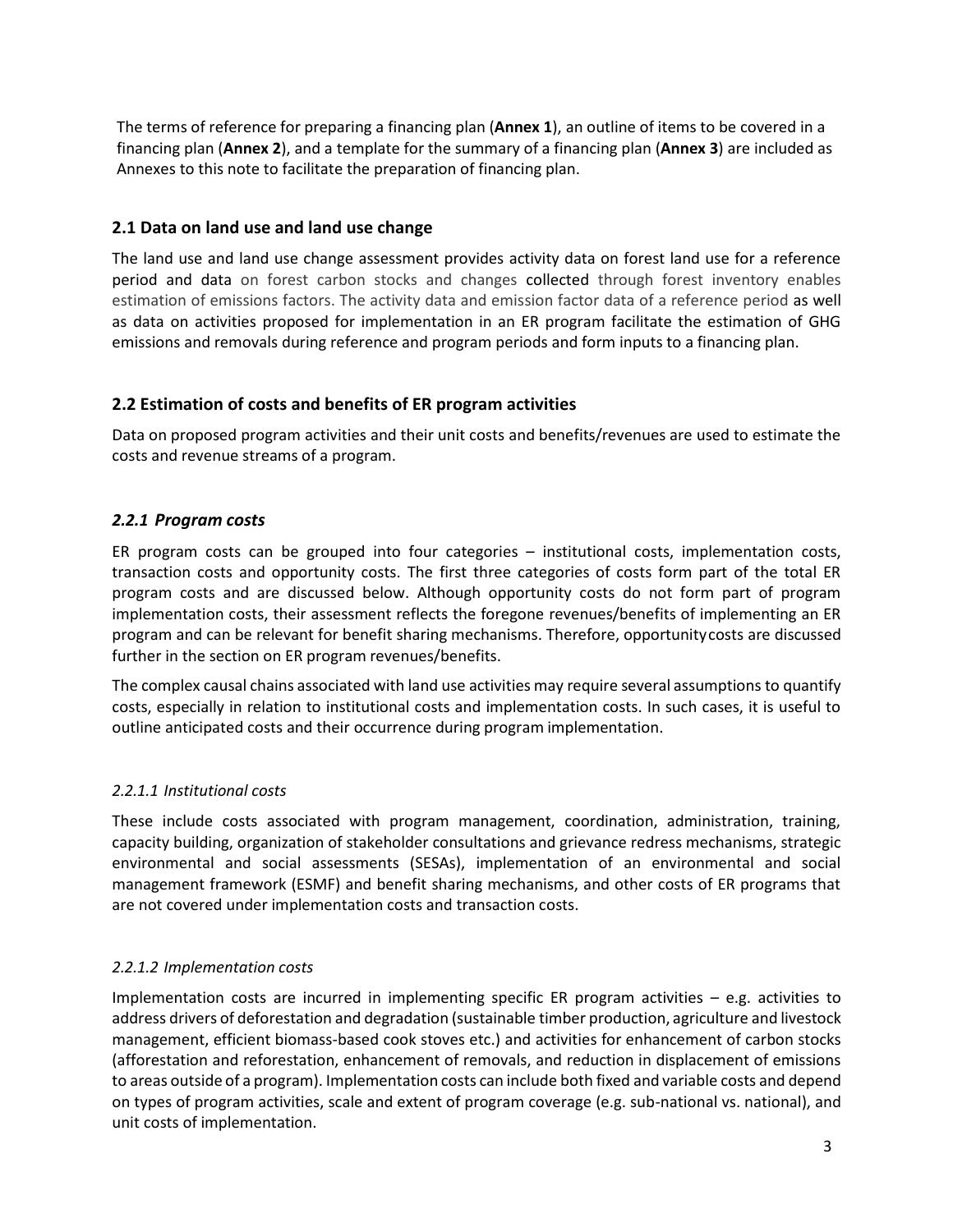The terms of reference for preparing a financing plan (**Annex 1**), an outline of items to be covered in a financing plan (**Annex 2**), and a template for the summary of a financing plan (**Annex 3**) are included as Annexes to this note to facilitate the preparation of financing plan.

## 2.1 Data on land use and land use change

The land use and land use change assessment provides activity data on forest land use for a reference period and data on forest carbon stocks and changes collected through forest inventory enables estimation of emissions factors. The activity data and emission factor data of a reference period as well as data on activities proposed for implementation in an ER program facilitate the estimation of GHG emissions and removals during reference and program periods and form inputs to a financing plan.

## 2.2 Estimation of costs and benefits of ER program activities

Data on proposed program activities and their unit costs and benefits/revenues are used to estimate the costs and revenue streams of a program.

### *2.2.1 Program costs*

ER program costs can be grouped into four categories – institutional costs, implementation costs, transaction costs and opportunity costs. The first three categories of costs form part of the total ER program costs and are discussed below. Although opportunity costs do not form part of program implementation costs, their assessment reflects the foregone revenues/benefits of implementing an ER program and can be relevant for benefit sharing mechanisms. Therefore, opportunity costs are discussed further in the section on ER program revenues/benefits.

The complex causal chains associated with land use activities may require several assumptions to quantify costs, especially in relation to institutional costs and implementation costs. In such cases, it is useful to outline anticipated costs and their occurrence during program implementation.

#### *2.2.1.1 Institutional costs*

These include costs associated with program management, coordination, administration, training, capacity building, organization of stakeholder consultations and grievance redress mechanisms, strategic environmental and social assessments (SESAs), implementation of an environmental and social management framework (ESMF) and benefit sharing mechanisms, and other costs of ER programs that are not covered under implementation costs and transaction costs.

#### *2.2.1.2 Implementation costs*

Implementation costs are incurred in implementing specific ER program activities – e.g. activities to address drivers of deforestation and degradation (sustainable timber production, agriculture and livestock management, efficient biomass-based cook stoves etc.) and activities for enhancement of carbon stocks (afforestation and reforestation, enhancement of removals, and reduction in displacement of emissions to areas outside of a program). Implementation costs can include both fixed and variable costs and depend on types of program activities, scale and extent of program coverage (e.g. sub-national vs. national), and unit costs of implementation.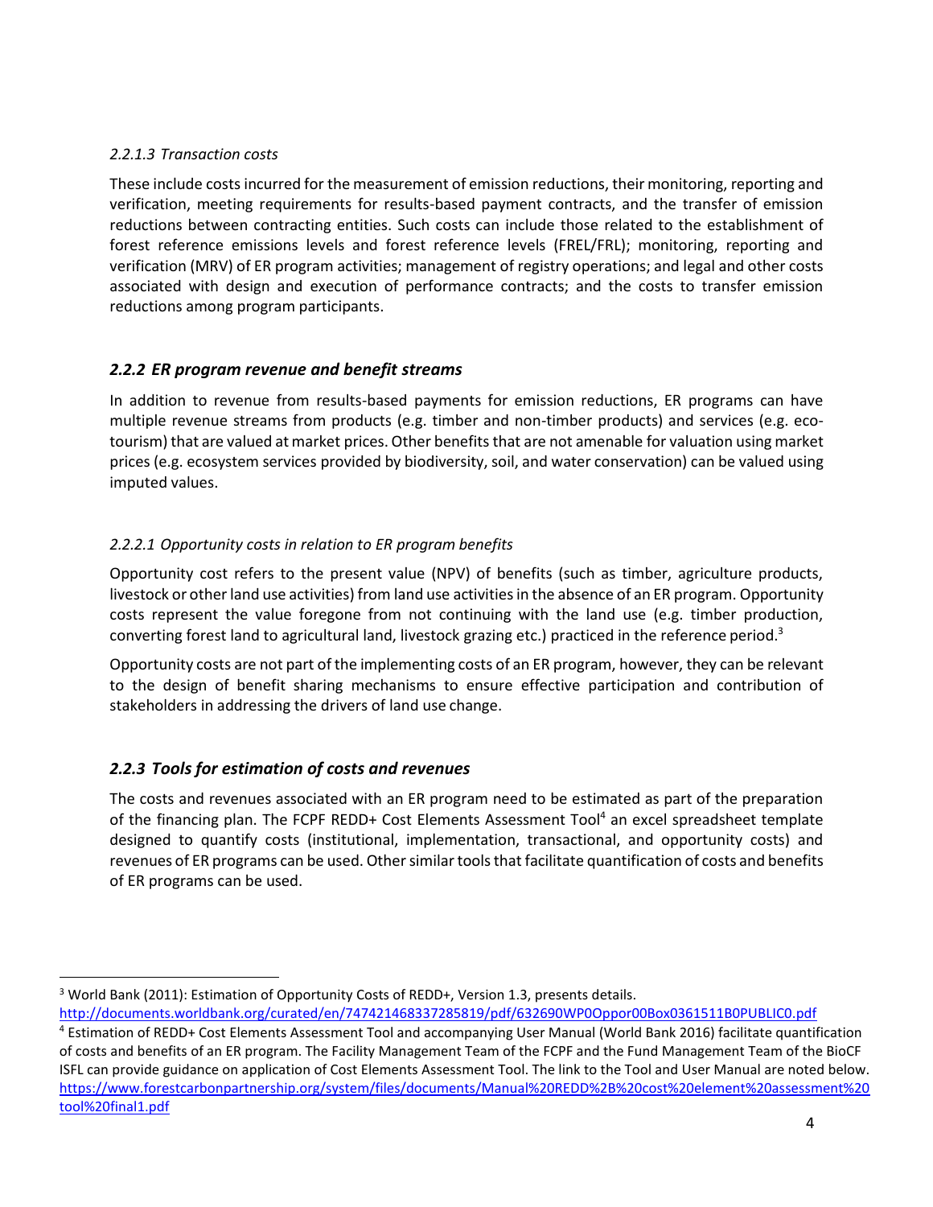#### *2.2.1.3 Transaction costs*

These include costs incurred for the measurement of emission reductions, their monitoring, reporting and verification, meeting requirements for results-based payment contracts, and the transfer of emission reductions between contracting entities. Such costs can include those related to the establishment of forest reference emissions levels and forest reference levels (FREL/FRL); monitoring, reporting and verification (MRV) of ER program activities; management of registry operations; and legal and other costs associated with design and execution of performance contracts; and the costs to transfer emission reductions among program participants.

### *2.2.2 ER program revenue and benefit streams*

In addition to revenue from results-based payments for emission reductions, ER programs can have multiple revenue streams from products (e.g. timber and non-timber products) and services (e.g. eco-tourism) that are valued at market prices. Other benefits that are not amenable for valuation using market prices (e.g. ecosystem services provided by biodiversity, soil, and water conservation) can be valued using imputed values.

#### *2.2.2.1 Opportunity costs in relation to ER program benefits*

Opportunity cost refers to the present value (NPV) of benefits (such as timber, agriculture products, livestock or other land use activities) from land use activities in the absence of an ER program. Opportunity costs represent the value foregone from not continuing with the land use (e.g. timber production, converting forest land to agricultural land, livestock grazing etc.) practiced in the reference period.[3]

Opportunity costs are not part of the implementing costs of an ER program, however, they can be relevant to the design of benefit sharing mechanisms to ensure effective participation and contribution of stakeholders in addressing the drivers of land use change.

### *2.2.3 Tools for estimation of costs and revenues*

The costs and revenues associated with an ER program need to be estimated as part of the preparation of the financing plan. The FCPF REDD+ Cost Elements Assessment Tool[4] an excel spreadsheet template designed to quantify costs (institutional, implementation, transactional, and opportunity costs) and revenues of ER programs can be used. Other similar tools that facilitate quantification of costs and benefits of ER programs can be used.

---

[3] World Bank (2011): Estimation of Opportunity Costs of REDD+, Version 1.3, presents details. http://documents.worldbank.org/curated/en/747421468337285819/pdf/632690WP0Oppor00Box0361511B0PUBLIC0.pdf

[4] Estimation of REDD+ Cost Elements Assessment Tool and accompanying User Manual (World Bank 2016) facilitate quantification of costs and benefits of an ER program. The Facility Management Team of the FCPF and the Fund Management Team of the BioCF ISFL can provide guidance on application of Cost Elements Assessment Tool. The link to the Tool and User Manual are noted below. https://www.forestcarbonpartnership.org/system/files/documents/Manual%20REDD%2B%20cost%20element%20assessment%20tool%20final1.pdf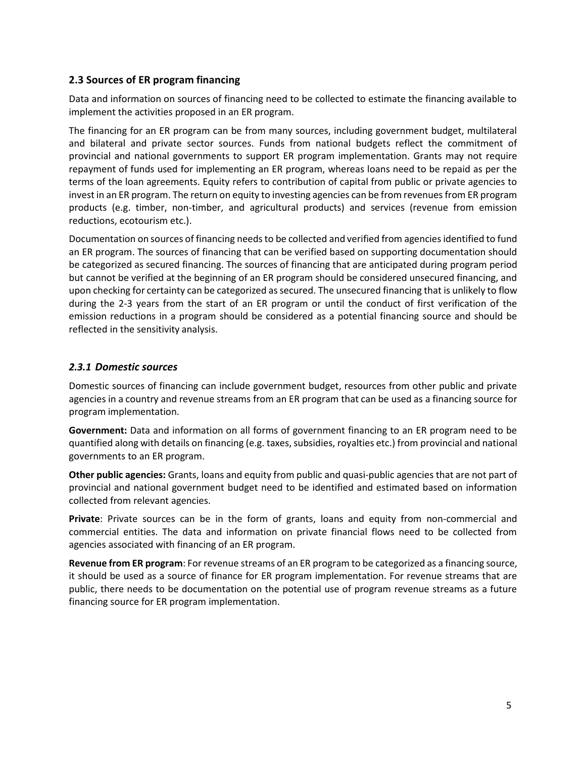## 2.3 Sources of ER program financing

Data and information on sources of financing need to be collected to estimate the financing available to implement the activities proposed in an ER program.

The financing for an ER program can be from many sources, including government budget, multilateral and bilateral and private sector sources. Funds from national budgets reflect the commitment of provincial and national governments to support ER program implementation. Grants may not require repayment of funds used for implementing an ER program, whereas loans need to be repaid as per the terms of the loan agreements. Equity refers to contribution of capital from public or private agencies to invest in an ER program. The return on equity to investing agencies can be from revenues from ER program products (e.g. timber, non-timber, and agricultural products) and services (revenue from emission reductions, ecotourism etc.).

Documentation on sources of financing needs to be collected and verified from agencies identified to fund an ER program. The sources of financing that can be verified based on supporting documentation should be categorized as secured financing. The sources of financing that are anticipated during program period but cannot be verified at the beginning of an ER program should be considered unsecured financing, and upon checking for certainty can be categorized as secured. The unsecured financing that is unlikely to flow during the 2-3 years from the start of an ER program or until the conduct of first verification of the emission reductions in a program should be considered as a potential financing source and should be reflected in the sensitivity analysis.

### *2.3.1 Domestic sources*

Domestic sources of financing can include government budget, resources from other public and private agencies in a country and revenue streams from an ER program that can be used as a financing source for program implementation.

**Government:** Data and information on all forms of government financing to an ER program need to be quantified along with details on financing (e.g. taxes, subsidies, royalties etc.) from provincial and national governments to an ER program.

**Other public agencies:** Grants, loans and equity from public and quasi-public agencies that are not part of provincial and national government budget need to be identified and estimated based on information collected from relevant agencies.

**Private**: Private sources can be in the form of grants, loans and equity from non-commercial and commercial entities. The data and information on private financial flows need to be collected from agencies associated with financing of an ER program.

**Revenue from ER program**: For revenue streams of an ER program to be categorized as a financing source, it should be used as a source of finance for ER program implementation. For revenue streams that are public, there needs to be documentation on the potential use of program revenue streams as a future financing source for ER program implementation.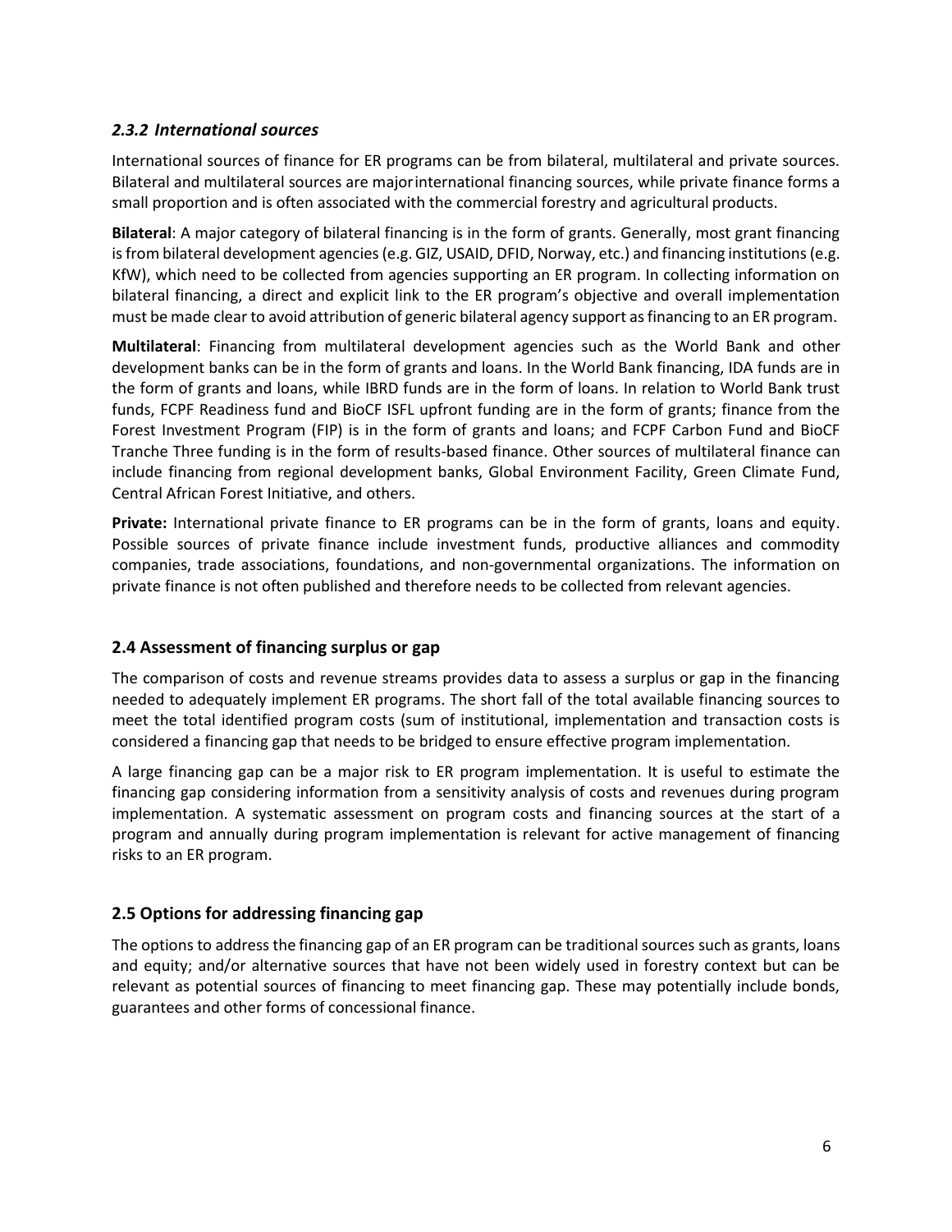### *2.3.2 International sources*

International sources of finance for ER programs can be from bilateral, multilateral and private sources. Bilateral and multilateral sources are major international financing sources, while private finance forms a small proportion and is often associated with the commercial forestry and agricultural products.

**Bilateral**: A major category of bilateral financing is in the form of grants. Generally, most grant financing is from bilateral development agencies (e.g. GIZ, USAID, DFID, Norway, etc.) and financing institutions (e.g. KfW), which need to be collected from agencies supporting an ER program. In collecting information on bilateral financing, a direct and explicit link to the ER program's objective and overall implementation must be made clear to avoid attribution of generic bilateral agency support as financing to an ER program.

**Multilateral**: Financing from multilateral development agencies such as the World Bank and other development banks can be in the form of grants and loans. In the World Bank financing, IDA funds are in the form of grants and loans, while IBRD funds are in the form of loans. In relation to World Bank trust funds, FCPF Readiness fund and BioCF ISFL upfront funding are in the form of grants; finance from the Forest Investment Program (FIP) is in the form of grants and loans; and FCPF Carbon Fund and BioCF Tranche Three funding is in the form of results-based finance. Other sources of multilateral finance can include financing from regional development banks, Global Environment Facility, Green Climate Fund, Central African Forest Initiative, and others.

**Private:** International private finance to ER programs can be in the form of grants, loans and equity. Possible sources of private finance include investment funds, productive alliances and commodity companies, trade associations, foundations, and non-governmental organizations. The information on private finance is not often published and therefore needs to be collected from relevant agencies.

## 2.4 Assessment of financing surplus or gap

The comparison of costs and revenue streams provides data to assess a surplus or gap in the financing needed to adequately implement ER programs. The short fall of the total available financing sources to meet the total identified program costs (sum of institutional, implementation and transaction costs is considered a financing gap that needs to be bridged to ensure effective program implementation.

A large financing gap can be a major risk to ER program implementation. It is useful to estimate the financing gap considering information from a sensitivity analysis of costs and revenues during program implementation. A systematic assessment on program costs and financing sources at the start of a program and annually during program implementation is relevant for active management of financing risks to an ER program.

## 2.5 Options for addressing financing gap

The options to address the financing gap of an ER program can be traditional sources such as grants, loans and equity; and/or alternative sources that have not been widely used in forestry context but can be relevant as potential sources of financing to meet financing gap. These may potentially include bonds, guarantees and other forms of concessional finance.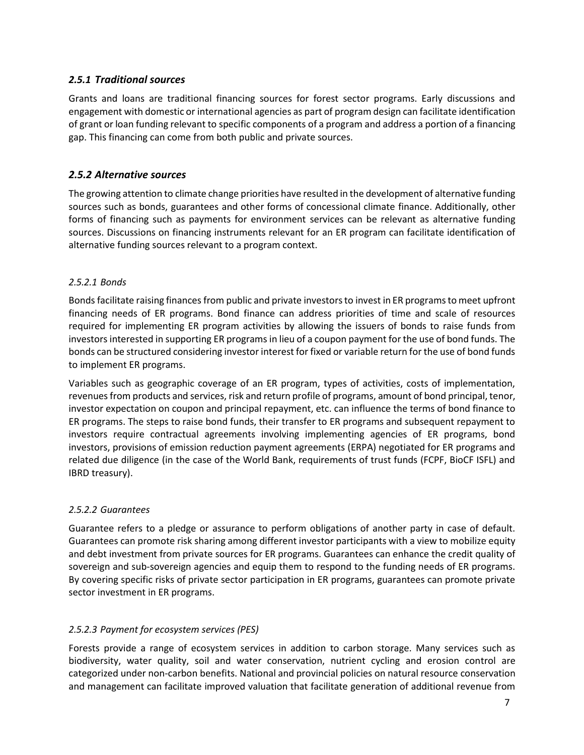### *2.5.1 Traditional sources*

Grants and loans are traditional financing sources for forest sector programs. Early discussions and engagement with domestic or international agencies as part of program design can facilitate identification of grant or loan funding relevant to specific components of a program and address a portion of a financing gap. This financing can come from both public and private sources.

### *2.5.2 Alternative sources*

The growing attention to climate change priorities have resulted in the development of alternative funding sources such as bonds, guarantees and other forms of concessional climate finance. Additionally, other forms of financing such as payments for environment services can be relevant as alternative funding sources. Discussions on financing instruments relevant for an ER program can facilitate identification of alternative funding sources relevant to a program context.

#### *2.5.2.1 Bonds*

Bonds facilitate raising finances from public and private investors to invest in ER programs to meet upfront financing needs of ER programs. Bond finance can address priorities of time and scale of resources required for implementing ER program activities by allowing the issuers of bonds to raise funds from investors interested in supporting ER programs in lieu of a coupon payment for the use of bond funds. The bonds can be structured considering investor interest for fixed or variable return for the use of bond funds to implement ER programs.

Variables such as geographic coverage of an ER program, types of activities, costs of implementation, revenues from products and services, risk and return profile of programs, amount of bond principal, tenor, investor expectation on coupon and principal repayment, etc. can influence the terms of bond finance to ER programs. The steps to raise bond funds, their transfer to ER programs and subsequent repayment to investors require contractual agreements involving implementing agencies of ER programs, bond investors, provisions of emission reduction payment agreements (ERPA) negotiated for ER programs and related due diligence (in the case of the World Bank, requirements of trust funds (FCPF, BioCF ISFL) and IBRD treasury).

#### *2.5.2.2 Guarantees*

Guarantee refers to a pledge or assurance to perform obligations of another party in case of default. Guarantees can promote risk sharing among different investor participants with a view to mobilize equity and debt investment from private sources for ER programs. Guarantees can enhance the credit quality of sovereign and sub-sovereign agencies and equip them to respond to the funding needs of ER programs. By covering specific risks of private sector participation in ER programs, guarantees can promote private sector investment in ER programs.

#### *2.5.2.3 Payment for ecosystem services (PES)*

Forests provide a range of ecosystem services in addition to carbon storage. Many services such as biodiversity, water quality, soil and water conservation, nutrient cycling and erosion control are categorized under non-carbon benefits. National and provincial policies on natural resource conservation and management can facilitate improved valuation that facilitate generation of additional revenue from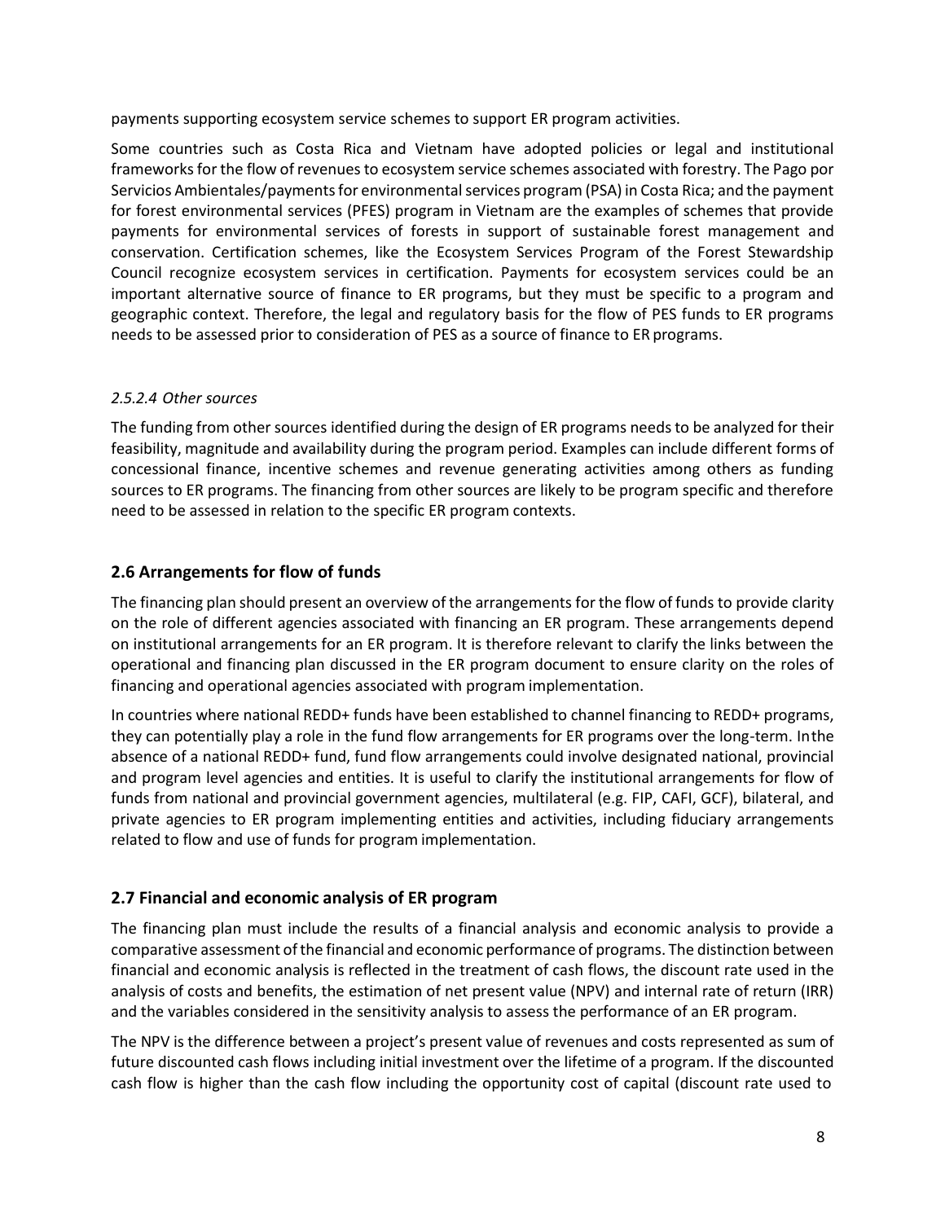payments supporting ecosystem service schemes to support ER program activities.

Some countries such as Costa Rica and Vietnam have adopted policies or legal and institutional frameworks for the flow of revenues to ecosystem service schemes associated with forestry. The Pago por Servicios Ambientales/payments for environmental services program (PSA) in Costa Rica; and the payment for forest environmental services (PFES) program in Vietnam are the examples of schemes that provide payments for environmental services of forests in support of sustainable forest management and conservation. Certification schemes, like the Ecosystem Services Program of the Forest Stewardship Council recognize ecosystem services in certification. Payments for ecosystem services could be an important alternative source of finance to ER programs, but they must be specific to a program and geographic context. Therefore, the legal and regulatory basis for the flow of PES funds to ER programs needs to be assessed prior to consideration of PES as a source of finance to ER programs.

#### *2.5.2.4 Other sources*

The funding from other sources identified during the design of ER programs needs to be analyzed for their feasibility, magnitude and availability during the program period. Examples can include different forms of concessional finance, incentive schemes and revenue generating activities among others as funding sources to ER programs. The financing from other sources are likely to be program specific and therefore need to be assessed in relation to the specific ER program contexts.

### **2.6 Arrangements for flow of funds**

The financing plan should present an overview of the arrangements for the flow of funds to provide clarity on the role of different agencies associated with financing an ER program. These arrangements depend on institutional arrangements for an ER program. It is therefore relevant to clarify the links between the operational and financing plan discussed in the ER program document to ensure clarity on the roles of financing and operational agencies associated with program implementation.

In countries where national REDD+ funds have been established to channel financing to REDD+ programs, they can potentially play a role in the fund flow arrangements for ER programs over the long-term. In the absence of a national REDD+ fund, fund flow arrangements could involve designated national, provincial and program level agencies and entities. It is useful to clarify the institutional arrangements for flow of funds from national and provincial government agencies, multilateral (e.g. FIP, CAFI, GCF), bilateral, and private agencies to ER program implementing entities and activities, including fiduciary arrangements related to flow and use of funds for program implementation.

### **2.7 Financial and economic analysis of ER program**

The financing plan must include the results of a financial analysis and economic analysis to provide a comparative assessment of the financial and economic performance of programs. The distinction between financial and economic analysis is reflected in the treatment of cash flows, the discount rate used in the analysis of costs and benefits, the estimation of net present value (NPV) and internal rate of return (IRR) and the variables considered in the sensitivity analysis to assess the performance of an ER program.

The NPV is the difference between a project's present value of revenues and costs represented as sum of future discounted cash flows including initial investment over the lifetime of a program. If the discounted cash flow is higher than the cash flow including the opportunity cost of capital (discount rate used to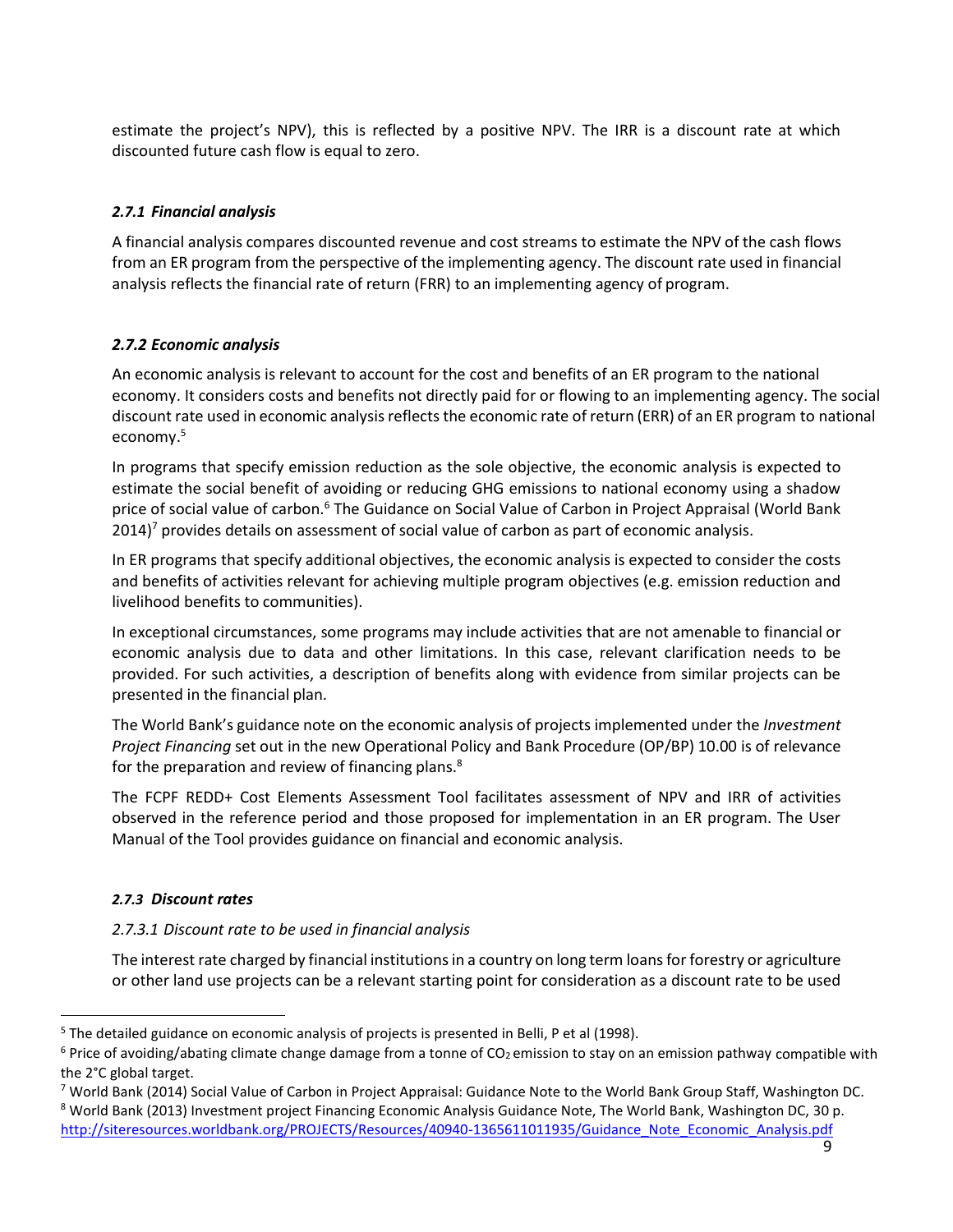estimate the project's NPV), this is reflected by a positive NPV. The IRR is a discount rate at which discounted future cash flow is equal to zero.

#### *2.7.1 Financial analysis*

A financial analysis compares discounted revenue and cost streams to estimate the NPV of the cash flows from an ER program from the perspective of the implementing agency. The discount rate used in financial analysis reflects the financial rate of return (FRR) to an implementing agency of program.

#### *2.7.2 Economic analysis*

An economic analysis is relevant to account for the cost and benefits of an ER program to the national economy. It considers costs and benefits not directly paid for or flowing to an implementing agency. The social discount rate used in economic analysis reflects the economic rate of return (ERR) of an ER program to national economy.[5]

In programs that specify emission reduction as the sole objective, the economic analysis is expected to estimate the social benefit of avoiding or reducing GHG emissions to national economy using a shadow price of social value of carbon.[6] The Guidance on Social Value of Carbon in Project Appraisal (World Bank 2014)[7] provides details on assessment of social value of carbon as part of economic analysis.

In ER programs that specify additional objectives, the economic analysis is expected to consider the costs and benefits of activities relevant for achieving multiple program objectives (e.g. emission reduction and livelihood benefits to communities).

In exceptional circumstances, some programs may include activities that are not amenable to financial or economic analysis due to data and other limitations. In this case, relevant clarification needs to be provided. For such activities, a description of benefits along with evidence from similar projects can be presented in the financial plan.

The World Bank's guidance note on the economic analysis of projects implemented under the *Investment Project Financing* set out in the new Operational Policy and Bank Procedure (OP/BP) 10.00 is of relevance for the preparation and review of financing plans.[8]

The FCPF REDD+ Cost Elements Assessment Tool facilitates assessment of NPV and IRR of activities observed in the reference period and those proposed for implementation in an ER program. The User Manual of the Tool provides guidance on financial and economic analysis.

#### *2.7.3 Discount rates*

##### *2.7.3.1 Discount rate to be used in financial analysis*

The interest rate charged by financial institutions in a country on long term loans for forestry or agriculture or other land use projects can be a relevant starting point for consideration as a discount rate to be used

---

[5] The detailed guidance on economic analysis of projects is presented in Belli, P et al (1998).

[6] Price of avoiding/abating climate change damage from a tonne of $CO_2$ emission to stay on an emission pathway compatible with the 2°C global target.

[7] World Bank (2014) Social Value of Carbon in Project Appraisal: Guidance Note to the World Bank Group Staff, Washington DC.

[8] World Bank (2013) Investment project Financing Economic Analysis Guidance Note, The World Bank, Washington DC, 30 p. http://siteresources.worldbank.org/PROJECTS/Resources/40940-1365611011935/Guidance_Note_Economic_Analysis.pdf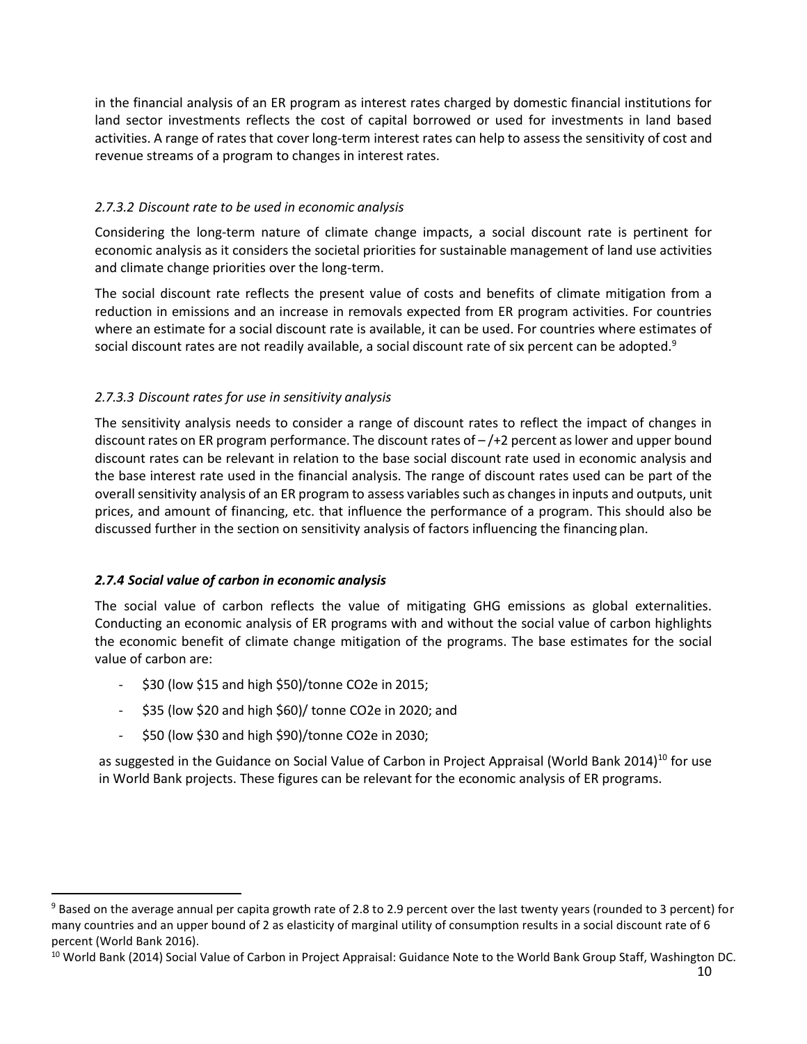in the financial analysis of an ER program as interest rates charged by domestic financial institutions for land sector investments reflects the cost of capital borrowed or used for investments in land based activities. A range of rates that cover long-term interest rates can help to assess the sensitivity of cost and revenue streams of a program to changes in interest rates.

#### *2.7.3.2 Discount rate to be used in economic analysis*

Considering the long-term nature of climate change impacts, a social discount rate is pertinent for economic analysis as it considers the societal priorities for sustainable management of land use activities and climate change priorities over the long-term.

The social discount rate reflects the present value of costs and benefits of climate mitigation from a reduction in emissions and an increase in removals expected from ER program activities. For countries where an estimate for a social discount rate is available, it can be used. For countries where estimates of social discount rates are not readily available, a social discount rate of six percent can be adopted.[9]

#### *2.7.3.3 Discount rates for use in sensitivity analysis*

The sensitivity analysis needs to consider a range of discount rates to reflect the impact of changes in discount rates on ER program performance. The discount rates of – /+2 percent as lower and upper bound discount rates can be relevant in relation to the base social discount rate used in economic analysis and the base interest rate used in the financial analysis. The range of discount rates used can be part of the overall sensitivity analysis of an ER program to assess variables such as changes in inputs and outputs, unit prices, and amount of financing, etc. that influence the performance of a program. This should also be discussed further in the section on sensitivity analysis of factors influencing the financing plan.

### ***2.7.4 Social value of carbon in economic analysis***

The social value of carbon reflects the value of mitigating GHG emissions as global externalities. Conducting an economic analysis of ER programs with and without the social value of carbon highlights the economic benefit of climate change mitigation of the programs. The base estimates for the social value of carbon are:

- $30 (low $15 and high $50)/tonne CO2e in 2015;
- $35 (low $20 and high $60)/ tonne CO2e in 2020; and
- $50 (low $30 and high $90)/tonne CO2e in 2030;

as suggested in the Guidance on Social Value of Carbon in Project Appraisal (World Bank 2014)[10] for use in World Bank projects. These figures can be relevant for the economic analysis of ER programs.

---

[9] Based on the average annual per capita growth rate of 2.8 to 2.9 percent over the last twenty years (rounded to 3 percent) for many countries and an upper bound of 2 as elasticity of marginal utility of consumption results in a social discount rate of 6 percent (World Bank 2016).

[10] World Bank (2014) Social Value of Carbon in Project Appraisal: Guidance Note to the World Bank Group Staff, Washington DC.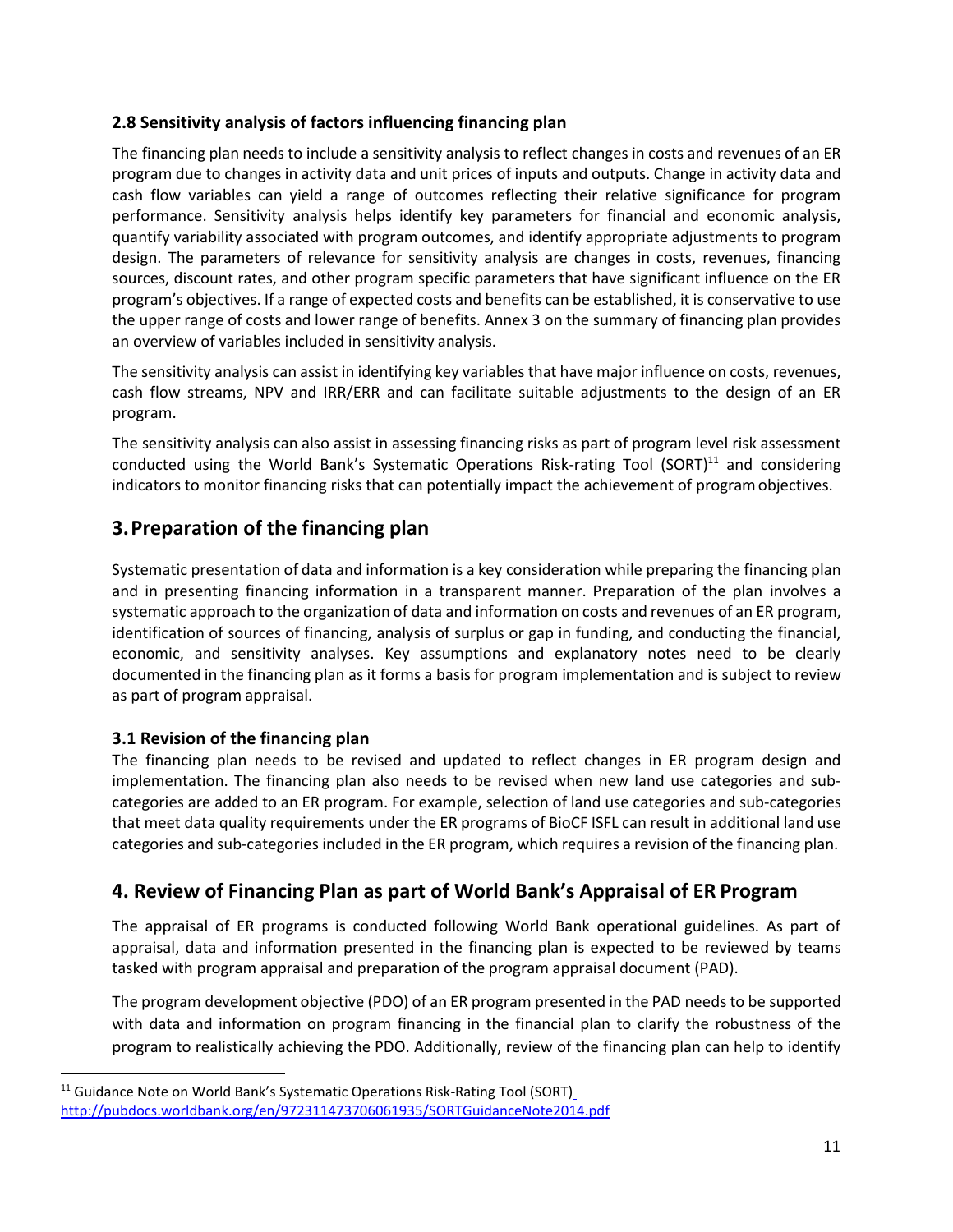### 2.8 Sensitivity analysis of factors influencing financing plan

The financing plan needs to include a sensitivity analysis to reflect changes in costs and revenues of an ER program due to changes in activity data and unit prices of inputs and outputs. Change in activity data and cash flow variables can yield a range of outcomes reflecting their relative significance for program performance. Sensitivity analysis helps identify key parameters for financial and economic analysis, quantify variability associated with program outcomes, and identify appropriate adjustments to program design. The parameters of relevance for sensitivity analysis are changes in costs, revenues, financing sources, discount rates, and other program specific parameters that have significant influence on the ER program's objectives. If a range of expected costs and benefits can be established, it is conservative to use the upper range of costs and lower range of benefits. Annex 3 on the summary of financing plan provides an overview of variables included in sensitivity analysis.

The sensitivity analysis can assist in identifying key variables that have major influence on costs, revenues, cash flow streams, NPV and IRR/ERR and can facilitate suitable adjustments to the design of an ER program.

The sensitivity analysis can also assist in assessing financing risks as part of program level risk assessment conducted using the World Bank's Systematic Operations Risk-rating Tool (SORT)[11] and considering indicators to monitor financing risks that can potentially impact the achievement of program objectives.

## 3. Preparation of the financing plan

Systematic presentation of data and information is a key consideration while preparing the financing plan and in presenting financing information in a transparent manner. Preparation of the plan involves a systematic approach to the organization of data and information on costs and revenues of an ER program, identification of sources of financing, analysis of surplus or gap in funding, and conducting the financial, economic, and sensitivity analyses. Key assumptions and explanatory notes need to be clearly documented in the financing plan as it forms a basis for program implementation and is subject to review as part of program appraisal.

### 3.1 Revision of the financing plan

The financing plan needs to be revised and updated to reflect changes in ER program design and implementation. The financing plan also needs to be revised when new land use categories and sub-categories are added to an ER program. For example, selection of land use categories and sub-categories that meet data quality requirements under the ER programs of BioCF ISFL can result in additional land use categories and sub-categories included in the ER program, which requires a revision of the financing plan.

## 4. Review of Financing Plan as part of World Bank's Appraisal of ER Program

The appraisal of ER programs is conducted following World Bank operational guidelines. As part of appraisal, data and information presented in the financing plan is expected to be reviewed by teams tasked with program appraisal and preparation of the program appraisal document (PAD).

The program development objective (PDO) of an ER program presented in the PAD needs to be supported with data and information on program financing in the financial plan to clarify the robustness of the program to realistically achieving the PDO. Additionally, review of the financing plan can help to identify

[11] Guidance Note on World Bank's Systematic Operations Risk-Rating Tool (SORT) http://pubdocs.worldbank.org/en/972311473706061935/SORTGuidanceNote2014.pdf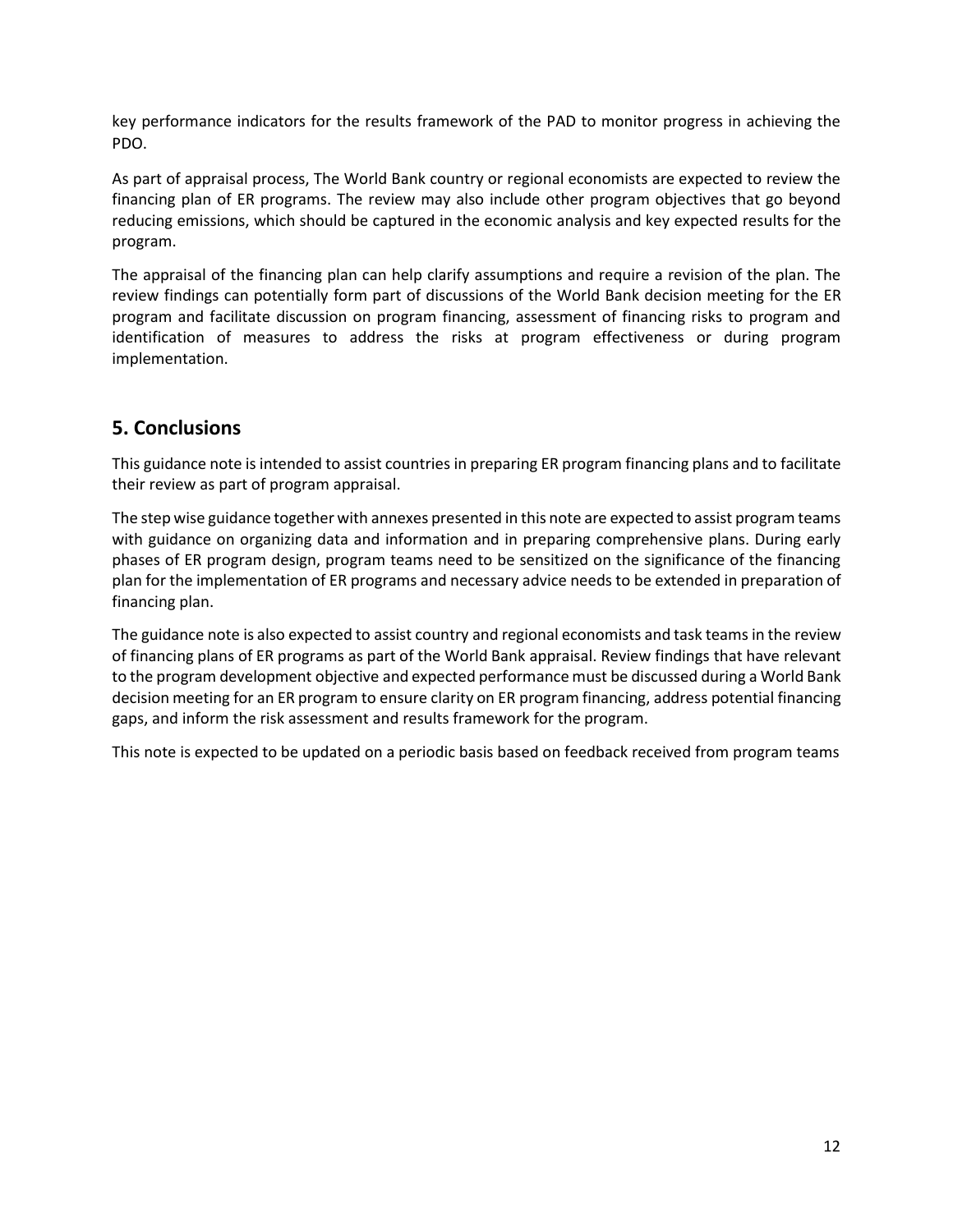key performance indicators for the results framework of the PAD to monitor progress in achieving the PDO.

As part of appraisal process, The World Bank country or regional economists are expected to review the financing plan of ER programs. The review may also include other program objectives that go beyond reducing emissions, which should be captured in the economic analysis and key expected results for the program.

The appraisal of the financing plan can help clarify assumptions and require a revision of the plan. The review findings can potentially form part of discussions of the World Bank decision meeting for the ER program and facilitate discussion on program financing, assessment of financing risks to program and identification of measures to address the risks at program effectiveness or during program implementation.

## 5. Conclusions

This guidance note is intended to assist countries in preparing ER program financing plans and to facilitate their review as part of program appraisal.

The step wise guidance together with annexes presented in this note are expected to assist program teams with guidance on organizing data and information and in preparing comprehensive plans. During early phases of ER program design, program teams need to be sensitized on the significance of the financing plan for the implementation of ER programs and necessary advice needs to be extended in preparation of financing plan.

The guidance note is also expected to assist country and regional economists and task teams in the review of financing plans of ER programs as part of the World Bank appraisal. Review findings that have relevant to the program development objective and expected performance must be discussed during a World Bank decision meeting for an ER program to ensure clarity on ER program financing, address potential financing gaps, and inform the risk assessment and results framework for the program.

This note is expected to be updated on a periodic basis based on feedback received from program teams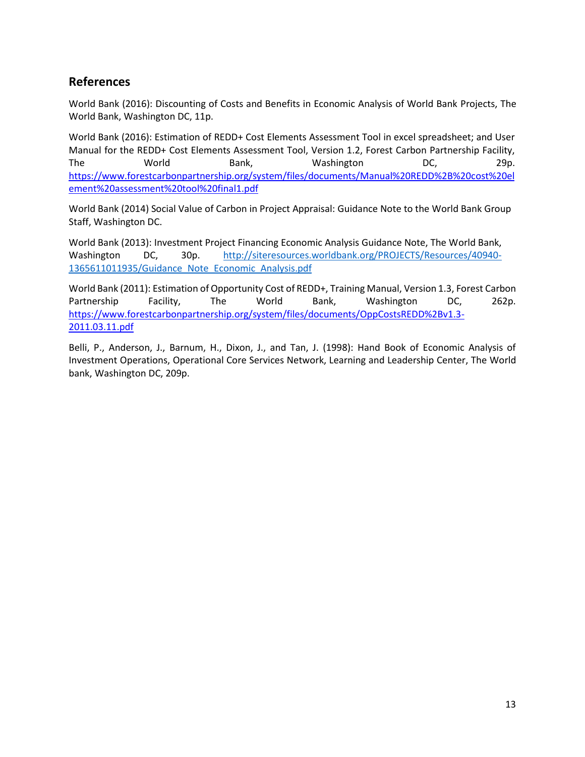## References

World Bank (2016): Discounting of Costs and Benefits in Economic Analysis of World Bank Projects, The World Bank, Washington DC, 11p.

World Bank (2016): Estimation of REDD+ Cost Elements Assessment Tool in excel spreadsheet; and User Manual for the REDD+ Cost Elements Assessment Tool, Version 1.2, Forest Carbon Partnership Facility, The World Bank, Washington DC, 29p. https://www.forestcarbonpartnership.org/system/files/documents/Manual%20REDD%2B%20cost%20element%20assessment%20tool%20final1.pdf

World Bank (2014) Social Value of Carbon in Project Appraisal: Guidance Note to the World Bank Group Staff, Washington DC.

World Bank (2013): Investment Project Financing Economic Analysis Guidance Note, The World Bank, Washington DC, 30p. http://siteresources.worldbank.org/PROJECTS/Resources/40940-1365611011935/Guidance_Note_Economic_Analysis.pdf

World Bank (2011): Estimation of Opportunity Cost of REDD+, Training Manual, Version 1.3, Forest Carbon Partnership Facility, The World Bank, Washington DC, 262p. https://www.forestcarbonpartnership.org/system/files/documents/OppCostsREDD%2Bv1.3-2011.03.11.pdf

Belli, P., Anderson, J., Barnum, H., Dixon, J., and Tan, J. (1998): Hand Book of Economic Analysis of Investment Operations, Operational Core Services Network, Learning and Leadership Center, The World bank, Washington DC, 209p.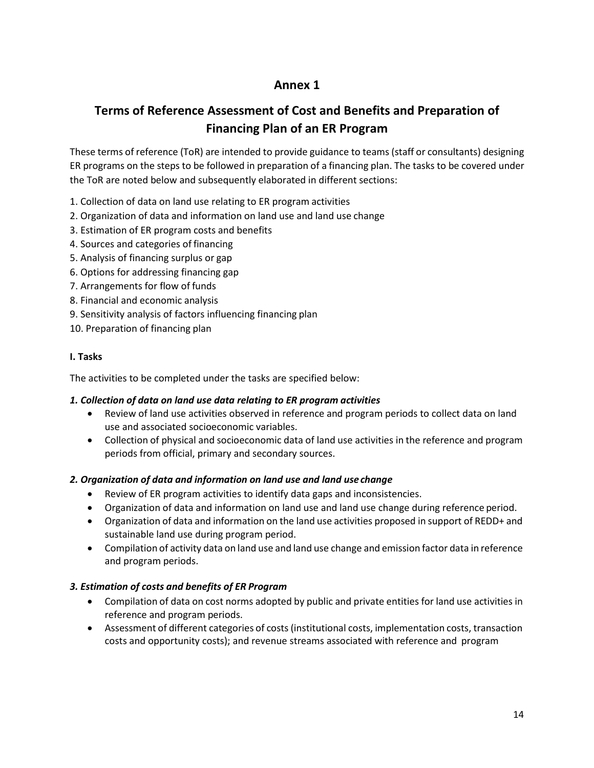# Annex 1

## Terms of Reference Assessment of Cost and Benefits and Preparation of Financing Plan of an ER Program

These terms of reference (ToR) are intended to provide guidance to teams (staff or consultants) designing ER programs on the steps to be followed in preparation of a financing plan. The tasks to be covered under the ToR are noted below and subsequently elaborated in different sections:

1. Collection of data on land use relating to ER program activities
2. Organization of data and information on land use and land use change
3. Estimation of ER program costs and benefits
4. Sources and categories of financing
5. Analysis of financing surplus or gap
6. Options for addressing financing gap
7. Arrangements for flow of funds
8. Financial and economic analysis
9. Sensitivity analysis of factors influencing financing plan
10. Preparation of financing plan

### I. Tasks

The activities to be completed under the tasks are specified below:

#### *1. Collection of data on land use data relating to ER program activities*

- Review of land use activities observed in reference and program periods to collect data on land use and associated socioeconomic variables.
- Collection of physical and socioeconomic data of land use activities in the reference and program periods from official, primary and secondary sources.

#### *2. Organization of data and information on land use and land use change*

- Review of ER program activities to identify data gaps and inconsistencies.
- Organization of data and information on land use and land use change during reference period.
- Organization of data and information on the land use activities proposed in support of REDD+ and sustainable land use during program period.
- Compilation of activity data on land use and land use change and emission factor data in reference and program periods.

#### *3. Estimation of costs and benefits of ER Program*

- Compilation of data on cost norms adopted by public and private entities for land use activities in reference and program periods.
- Assessment of different categories of costs (institutional costs, implementation costs, transaction costs and opportunity costs); and revenue streams associated with reference and program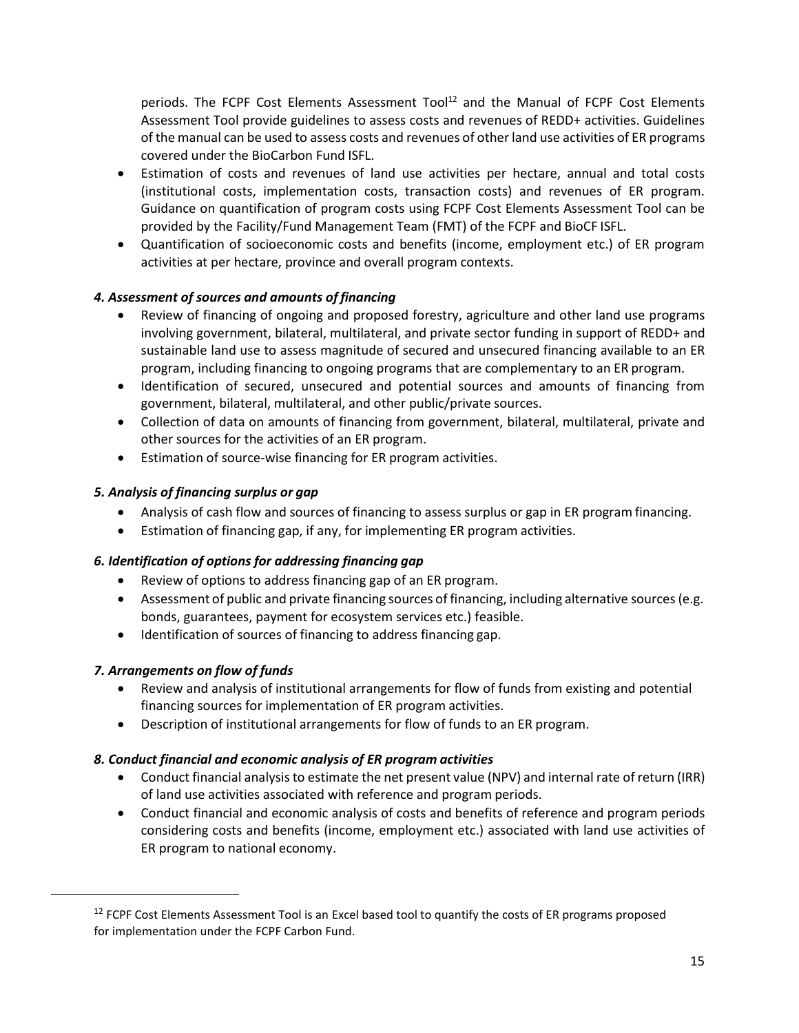periods. The FCPF Cost Elements Assessment Tool[12] and the Manual of FCPF Cost Elements Assessment Tool provide guidelines to assess costs and revenues of REDD+ activities. Guidelines of the manual can be used to assess costs and revenues of other land use activities of ER programs covered under the BioCarbon Fund ISFL.

- Estimation of costs and revenues of land use activities per hectare, annual and total costs (institutional costs, implementation costs, transaction costs) and revenues of ER program. Guidance on quantification of program costs using FCPF Cost Elements Assessment Tool can be provided by the Facility/Fund Management Team (FMT) of the FCPF and BioCF ISFL.
- Quantification of socioeconomic costs and benefits (income, employment etc.) of ER program activities at per hectare, province and overall program contexts.

### *4. Assessment of sources and amounts of financing*

- Review of financing of ongoing and proposed forestry, agriculture and other land use programs involving government, bilateral, multilateral, and private sector funding in support of REDD+ and sustainable land use to assess magnitude of secured and unsecured financing available to an ER program, including financing to ongoing programs that are complementary to an ER program.
- Identification of secured, unsecured and potential sources and amounts of financing from government, bilateral, multilateral, and other public/private sources.
- Collection of data on amounts of financing from government, bilateral, multilateral, private and other sources for the activities of an ER program.
- Estimation of source-wise financing for ER program activities.

### *5. Analysis of financing surplus or gap*

- Analysis of cash flow and sources of financing to assess surplus or gap in ER program financing.
- Estimation of financing gap, if any, for implementing ER program activities.

### *6. Identification of options for addressing financing gap*

- Review of options to address financing gap of an ER program.
- Assessment of public and private financing sources of financing, including alternative sources (e.g. bonds, guarantees, payment for ecosystem services etc.) feasible.
- Identification of sources of financing to address financing gap.

### *7. Arrangements on flow of funds*

- Review and analysis of institutional arrangements for flow of funds from existing and potential financing sources for implementation of ER program activities.
- Description of institutional arrangements for flow of funds to an ER program.

### *8. Conduct financial and economic analysis of ER program activities*

- Conduct financial analysis to estimate the net present value (NPV) and internal rate of return (IRR) of land use activities associated with reference and program periods.
- Conduct financial and economic analysis of costs and benefits of reference and program periods considering costs and benefits (income, employment etc.) associated with land use activities of ER program to national economy.

[12] FCPF Cost Elements Assessment Tool is an Excel based tool to quantify the costs of ER programs proposed for implementation under the FCPF Carbon Fund.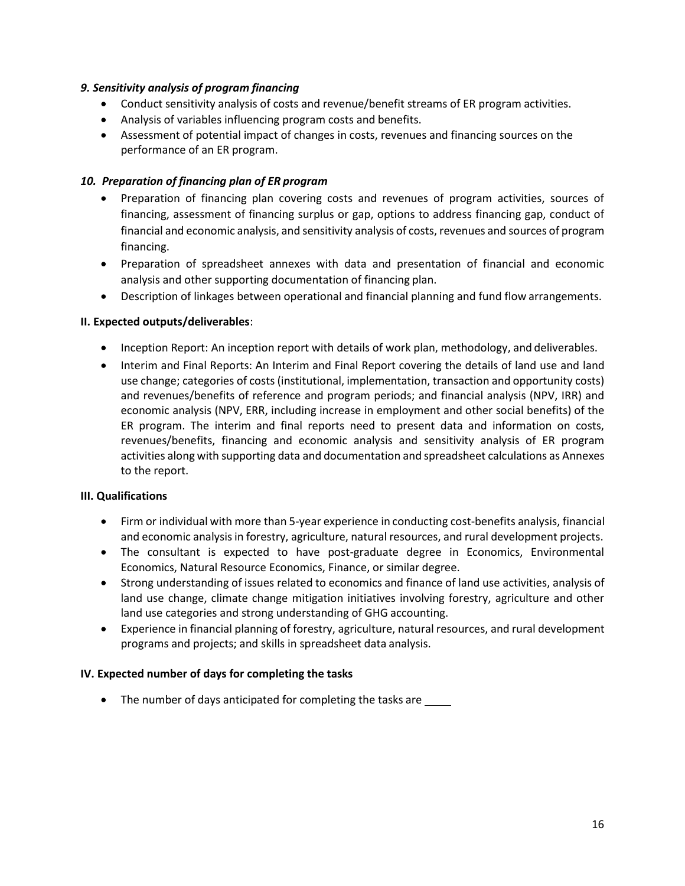### *9. Sensitivity analysis of program financing*

- Conduct sensitivity analysis of costs and revenue/benefit streams of ER program activities.
- Analysis of variables influencing program costs and benefits.
- Assessment of potential impact of changes in costs, revenues and financing sources on the performance of an ER program.

### *10. Preparation of financing plan of ER program*

- Preparation of financing plan covering costs and revenues of program activities, sources of financing, assessment of financing surplus or gap, options to address financing gap, conduct of financial and economic analysis, and sensitivity analysis of costs, revenues and sources of program financing.
- Preparation of spreadsheet annexes with data and presentation of financial and economic analysis and other supporting documentation of financing plan.
- Description of linkages between operational and financial planning and fund flow arrangements.

## **II. Expected outputs/deliverables**:

- Inception Report: An inception report with details of work plan, methodology, and deliverables.
- Interim and Final Reports: An Interim and Final Report covering the details of land use and land use change; categories of costs (institutional, implementation, transaction and opportunity costs) and revenues/benefits of reference and program periods; and financial analysis (NPV, IRR) and economic analysis (NPV, ERR, including increase in employment and other social benefits) of the ER program. The interim and final reports need to present data and information on costs, revenues/benefits, financing and economic analysis and sensitivity analysis of ER program activities along with supporting data and documentation and spreadsheet calculations as Annexes to the report.

## **III. Qualifications**

- Firm or individual with more than 5-year experience in conducting cost-benefits analysis, financial and economic analysis in forestry, agriculture, natural resources, and rural development projects.
- The consultant is expected to have post-graduate degree in Economics, Environmental Economics, Natural Resource Economics, Finance, or similar degree.
- Strong understanding of issues related to economics and finance of land use activities, analysis of land use change, climate change mitigation initiatives involving forestry, agriculture and other land use categories and strong understanding of GHG accounting.
- Experience in financial planning of forestry, agriculture, natural resources, and rural development programs and projects; and skills in spreadsheet data analysis.

## **IV. Expected number of days for completing the tasks**

- The number of days anticipated for completing the tasks are ____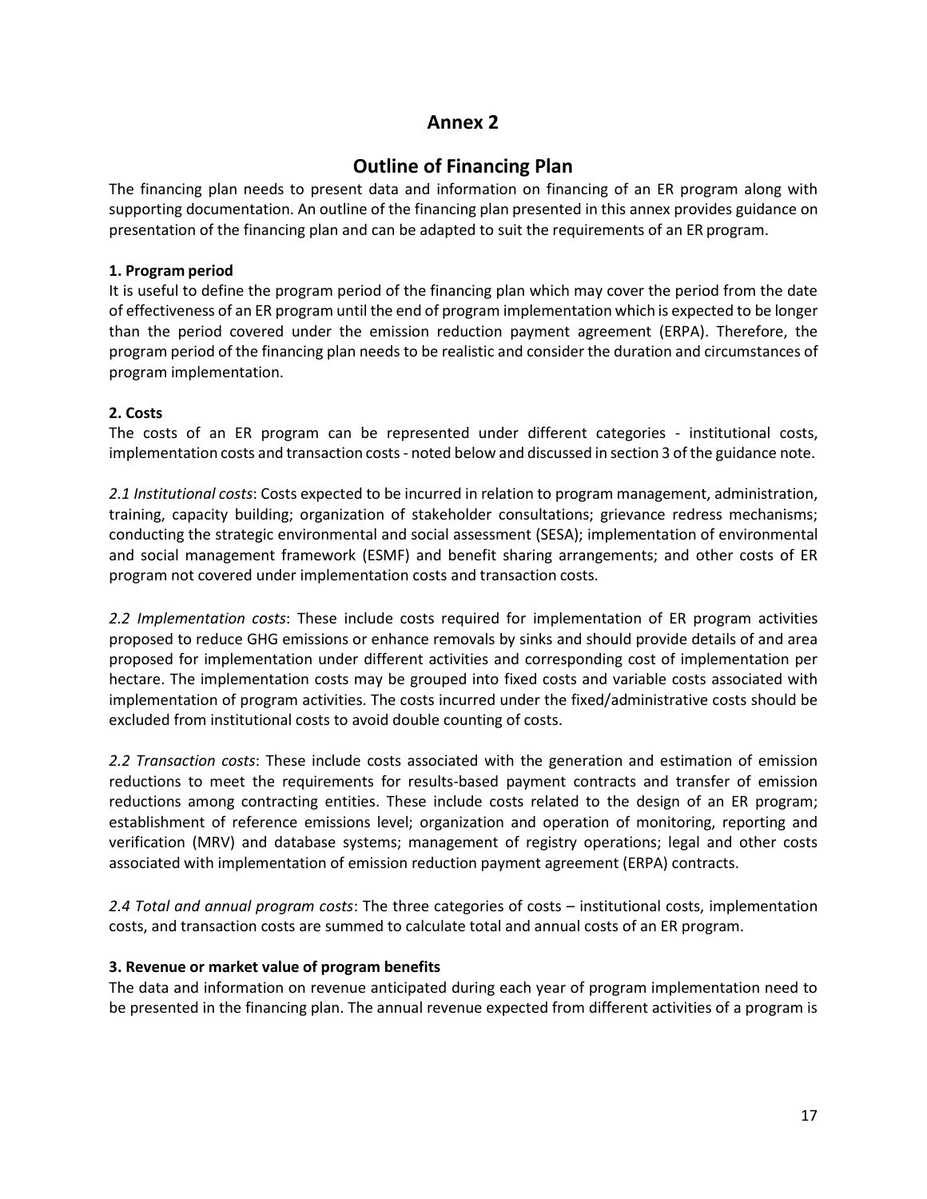# Annex 2

## Outline of Financing Plan

The financing plan needs to present data and information on financing of an ER program along with supporting documentation. An outline of the financing plan presented in this annex provides guidance on presentation of the financing plan and can be adapted to suit the requirements of an ER program.

**1. Program period**

It is useful to define the program period of the financing plan which may cover the period from the date of effectiveness of an ER program until the end of program implementation which is expected to be longer than the period covered under the emission reduction payment agreement (ERPA). Therefore, the program period of the financing plan needs to be realistic and consider the duration and circumstances of program implementation.

**2. Costs**

The costs of an ER program can be represented under different categories - institutional costs, implementation costs and transaction costs - noted below and discussed in section 3 of the guidance note.

*2.1 Institutional costs*: Costs expected to be incurred in relation to program management, administration, training, capacity building; organization of stakeholder consultations; grievance redress mechanisms; conducting the strategic environmental and social assessment (SESA); implementation of environmental and social management framework (ESMF) and benefit sharing arrangements; and other costs of ER program not covered under implementation costs and transaction costs.

*2.2 Implementation costs*: These include costs required for implementation of ER program activities proposed to reduce GHG emissions or enhance removals by sinks and should provide details of and area proposed for implementation under different activities and corresponding cost of implementation per hectare. The implementation costs may be grouped into fixed costs and variable costs associated with implementation of program activities. The costs incurred under the fixed/administrative costs should be excluded from institutional costs to avoid double counting of costs.

*2.2 Transaction costs*: These include costs associated with the generation and estimation of emission reductions to meet the requirements for results-based payment contracts and transfer of emission reductions among contracting entities. These include costs related to the design of an ER program; establishment of reference emissions level; organization and operation of monitoring, reporting and verification (MRV) and database systems; management of registry operations; legal and other costs associated with implementation of emission reduction payment agreement (ERPA) contracts.

*2.4 Total and annual program costs*: The three categories of costs – institutional costs, implementation costs, and transaction costs are summed to calculate total and annual costs of an ER program.

**3. Revenue or market value of program benefits**

The data and information on revenue anticipated during each year of program implementation need to be presented in the financing plan. The annual revenue expected from different activities of a program is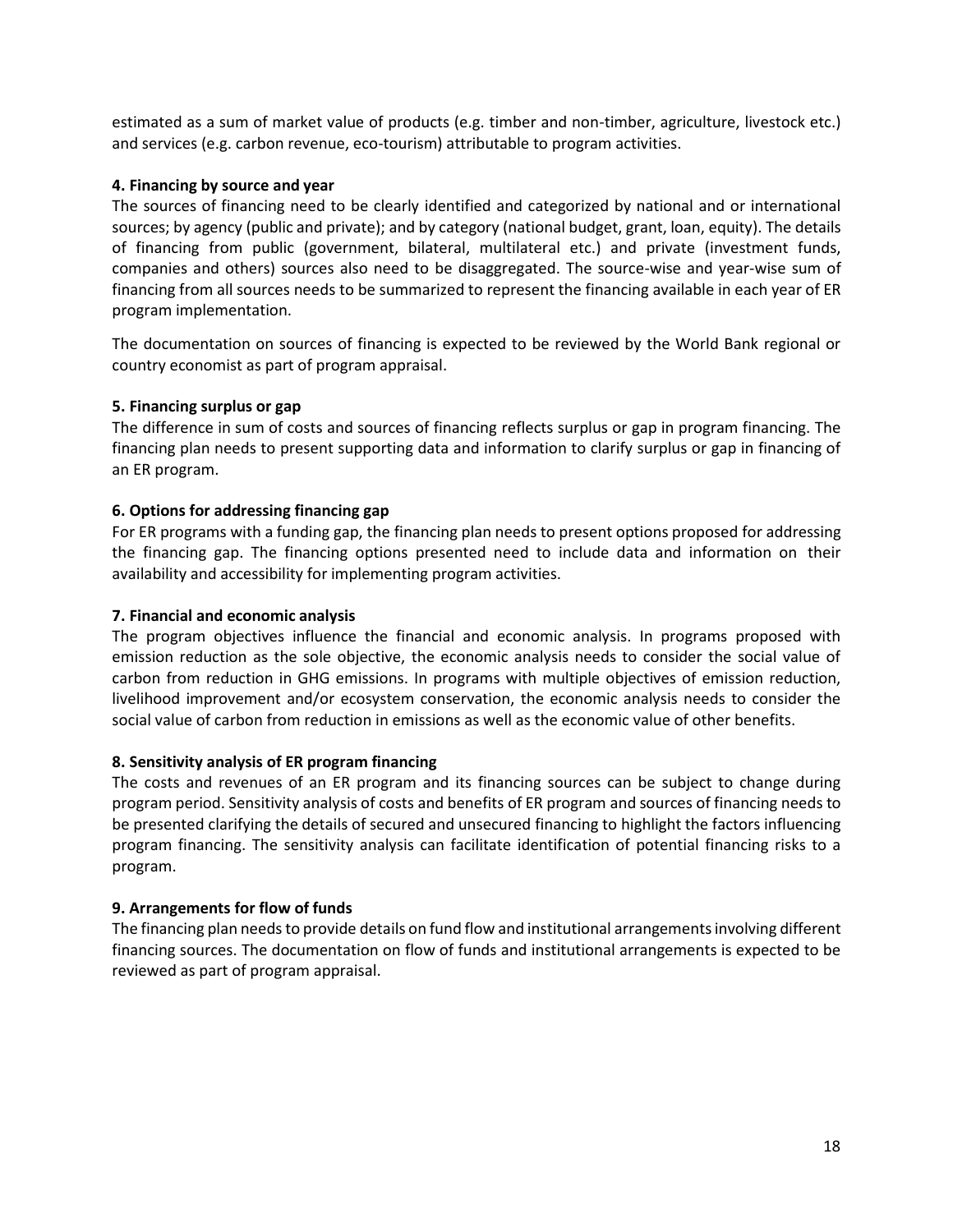estimated as a sum of market value of products (e.g. timber and non-timber, agriculture, livestock etc.) and services (e.g. carbon revenue, eco-tourism) attributable to program activities.

**4. Financing by source and year**

The sources of financing need to be clearly identified and categorized by national and or international sources; by agency (public and private); and by category (national budget, grant, loan, equity). The details of financing from public (government, bilateral, multilateral etc.) and private (investment funds, companies and others) sources also need to be disaggregated. The source-wise and year-wise sum of financing from all sources needs to be summarized to represent the financing available in each year of ER program implementation.

The documentation on sources of financing is expected to be reviewed by the World Bank regional or country economist as part of program appraisal.

**5. Financing surplus or gap**

The difference in sum of costs and sources of financing reflects surplus or gap in program financing. The financing plan needs to present supporting data and information to clarify surplus or gap in financing of an ER program.

**6. Options for addressing financing gap**

For ER programs with a funding gap, the financing plan needs to present options proposed for addressing the financing gap. The financing options presented need to include data and information on their availability and accessibility for implementing program activities.

**7. Financial and economic analysis**

The program objectives influence the financial and economic analysis. In programs proposed with emission reduction as the sole objective, the economic analysis needs to consider the social value of carbon from reduction in GHG emissions. In programs with multiple objectives of emission reduction, livelihood improvement and/or ecosystem conservation, the economic analysis needs to consider the social value of carbon from reduction in emissions as well as the economic value of other benefits.

**8. Sensitivity analysis of ER program financing**

The costs and revenues of an ER program and its financing sources can be subject to change during program period. Sensitivity analysis of costs and benefits of ER program and sources of financing needs to be presented clarifying the details of secured and unsecured financing to highlight the factors influencing program financing. The sensitivity analysis can facilitate identification of potential financing risks to a program.

**9. Arrangements for flow of funds**

The financing plan needs to provide details on fund flow and institutional arrangements involving different financing sources. The documentation on flow of funds and institutional arrangements is expected to be reviewed as part of program appraisal.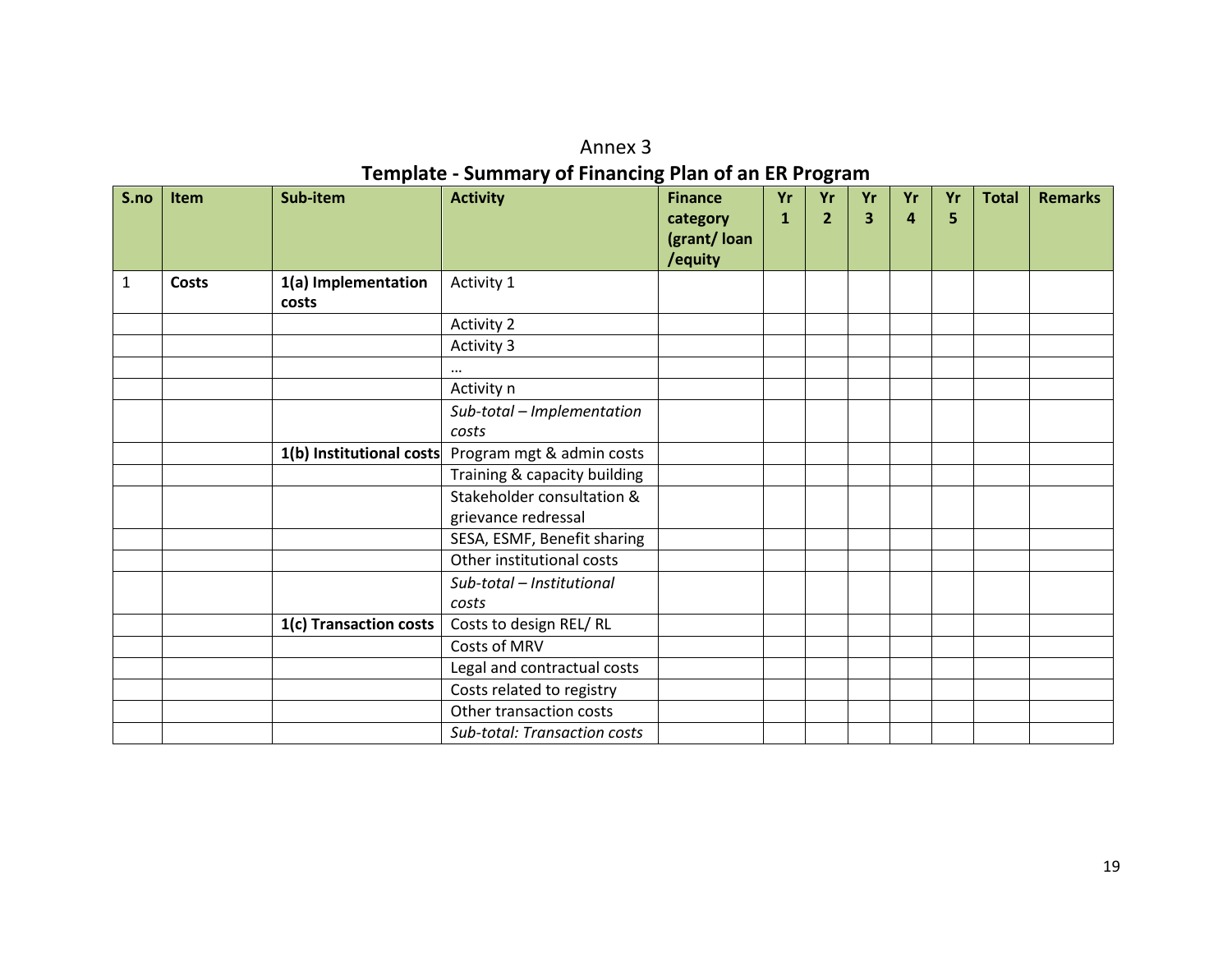Annex 3

## Template - Summary of Financing Plan of an ER Program

| S.no | Item | Sub-item | Activity | Finance category (grant/ loan /equity | Yr 1 | Yr 2 | Yr 3 | Yr 4 | Yr 5 | Total | Remarks |
|---|---|---|---|---|---|---|---|---|---|---|---|
| 1 | **Costs** | **1(a) Implementation costs** | Activity 1 | | | | | | | | |
| | | | Activity 2 | | | | | | | | |
| | | | Activity 3 | | | | | | | | |
| | | | … | | | | | | | | |
| | | | Activity n | | | | | | | | |
| | | | *Sub-total – Implementation costs* | | | | | | | | |
| | | **1(b) Institutional costs** | Program mgt & admin costs | | | | | | | | |
| | | | Training & capacity building | | | | | | | | |
| | | | Stakeholder consultation & grievance redressal | | | | | | | | |
| | | | SESA, ESMF, Benefit sharing | | | | | | | | |
| | | | Other institutional costs | | | | | | | | |
| | | | *Sub-total – Institutional costs* | | | | | | | | |
| | | **1(c) Transaction costs** | Costs to design REL/ RL | | | | | | | | |
| | | | Costs of MRV | | | | | | | | |
| | | | Legal and contractual costs | | | | | | | | |
| | | | Costs related to registry | | | | | | | | |
| | | | Other transaction costs | | | | | | | | |
| | | | *Sub-total: Transaction costs* | | | | | | | | |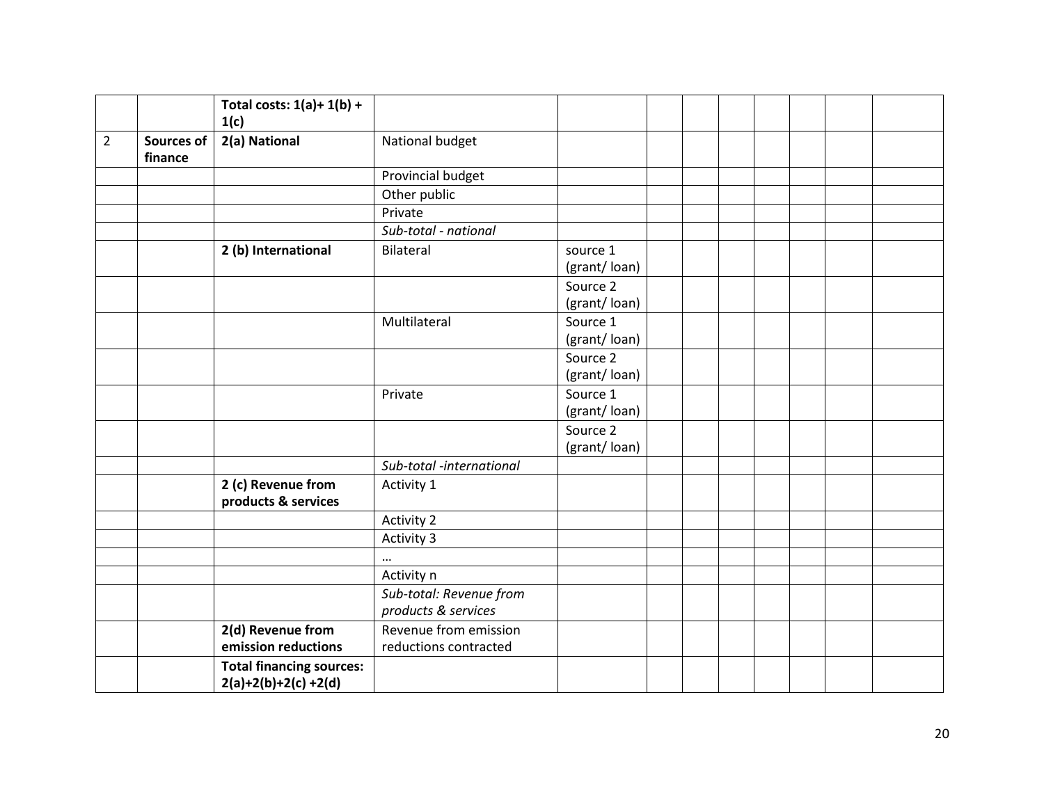| | | | | | | | | | | | |
|---|---|---|---|---|---|---|---|---|---|---|---|
| | | **Total costs: 1(a)+ 1(b) + 1(c)** | | | | | | | | | |
| 2 | **Sources of finance** | **2(a) National** | National budget | | | | | | | | |
| | | | Provincial budget | | | | | | | | |
| | | | Other public | | | | | | | | |
| | | | Private | | | | | | | | |
| | | | *Sub-total - national* | | | | | | | | |
| | | **2 (b) International** | Bilateral | source 1 (grant/ loan) | | | | | | | |
| | | | | Source 2 (grant/ loan) | | | | | | | |
| | | | Multilateral | Source 1 (grant/ loan) | | | | | | | |
| | | | | Source 2 (grant/ loan) | | | | | | | |
| | | | Private | Source 1 (grant/ loan) | | | | | | | |
| | | | | Source 2 (grant/ loan) | | | | | | | |
| | | | *Sub-total -international* | | | | | | | | |
| | | **2 (c) Revenue from products & services** | Activity 1 | | | | | | | | |
| | | | Activity 2 | | | | | | | | |
| | | | Activity 3 | | | | | | | | |
| | | | … | | | | | | | | |
| | | | Activity n | | | | | | | | |
| | | | *Sub-total: Revenue from products & services* | | | | | | | | |
| | | **2(d) Revenue from emission reductions** | Revenue from emission reductions contracted | | | | | | | | |
| | | **Total financing sources: 2(a)+2(b)+2(c) +2(d)** | | | | | | | | | |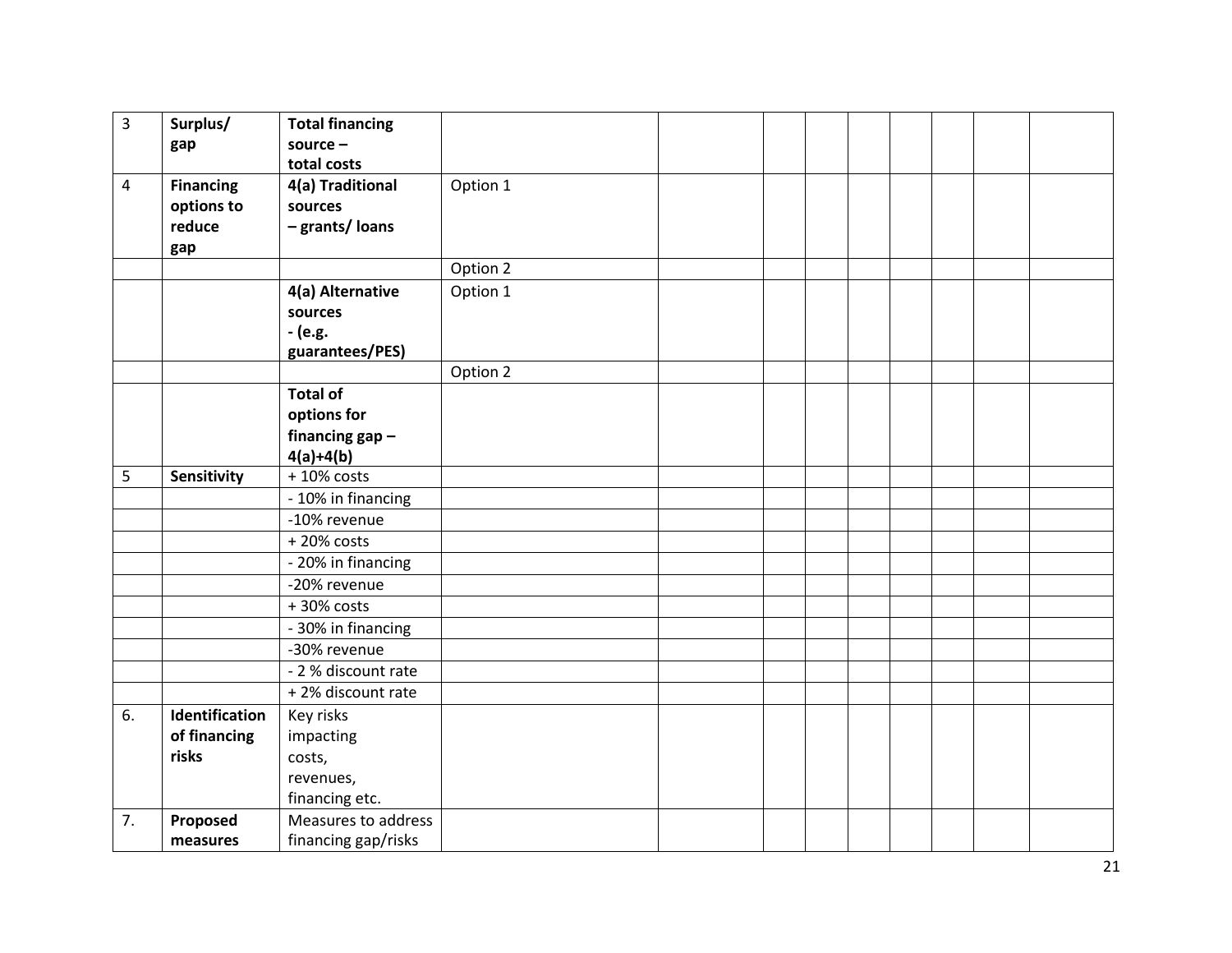| 3 | **Surplus/ gap** | **Total financing source – total costs** | | | | | | | | | |
|---|---|---|---|---|---|---|---|---|---|---|---|
| 4 | **Financing options to reduce gap** | **4(a) Traditional sources – grants/ loans** | Option 1 | | | | | | | | |
| | | | Option 2 | | | | | | | | |
| | | **4(a) Alternative sources - (e.g. guarantees/PES)** | Option 1 | | | | | | | | |
| | | | Option 2 | | | | | | | | |
| | | **Total of options for financing gap – 4(a)+4(b)** | | | | | | | | | |
| 5 | **Sensitivity** | + 10% costs | | | | | | | | | |
| | | - 10% in financing | | | | | | | | | |
| | | -10% revenue | | | | | | | | | |
| | | + 20% costs | | | | | | | | | |
| | | - 20% in financing | | | | | | | | | |
| | | -20% revenue | | | | | | | | | |
| | | + 30% costs | | | | | | | | | |
| | | - 30% in financing | | | | | | | | | |
| | | -30% revenue | | | | | | | | | |
| | | - 2 % discount rate | | | | | | | | | |
| | | + 2% discount rate | | | | | | | | | |
| 6. | **Identification of financing risks** | Key risks impacting costs, revenues, financing etc. | | | | | | | | | |
| 7. | **Proposed measures** | Measures to address financing gap/risks | | | | | | | | | |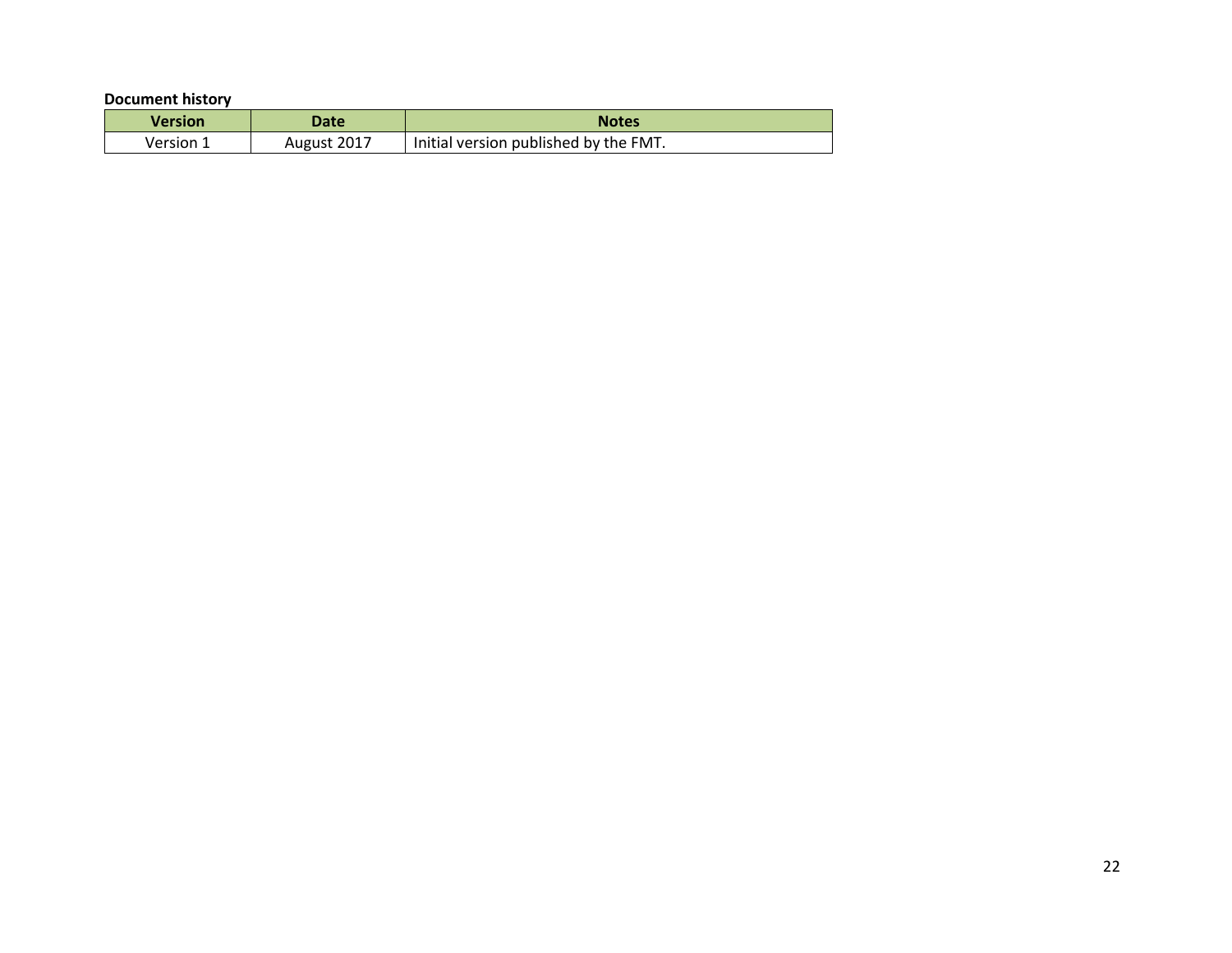**Document history**

| Version | Date | Notes |
| --- | --- | --- |
| Version 1 | August 2017 | Initial version published by the FMT. |